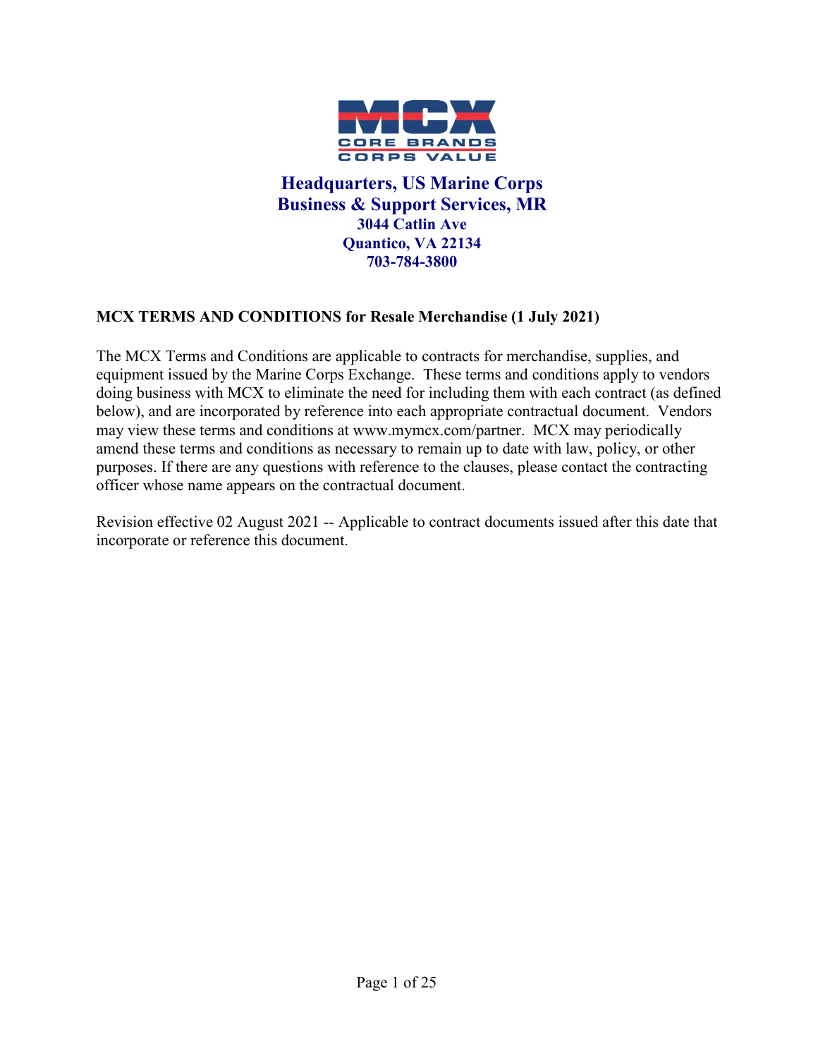MCX

CORE BRANDS
CORPS VALUE

**Headquarters, US Marine Corps**
**Business & Support Services, MR**
**3044 Catlin Ave**
**Quantico, VA 22134**
**703-784-3800**

## MCX TERMS AND CONDITIONS for Resale Merchandise (1 July 2021)

The MCX Terms and Conditions are applicable to contracts for merchandise, supplies, and equipment issued by the Marine Corps Exchange. These terms and conditions apply to vendors doing business with MCX to eliminate the need for including them with each contract (as defined below), and are incorporated by reference into each appropriate contractual document. Vendors may view these terms and conditions at www.mymcx.com/partner. MCX may periodically amend these terms and conditions as necessary to remain up to date with law, policy, or other purposes. If there are any questions with reference to the clauses, please contact the contracting officer whose name appears on the contractual document.

Revision effective 02 August 2021 -- Applicable to contract documents issued after this date that incorporate or reference this document.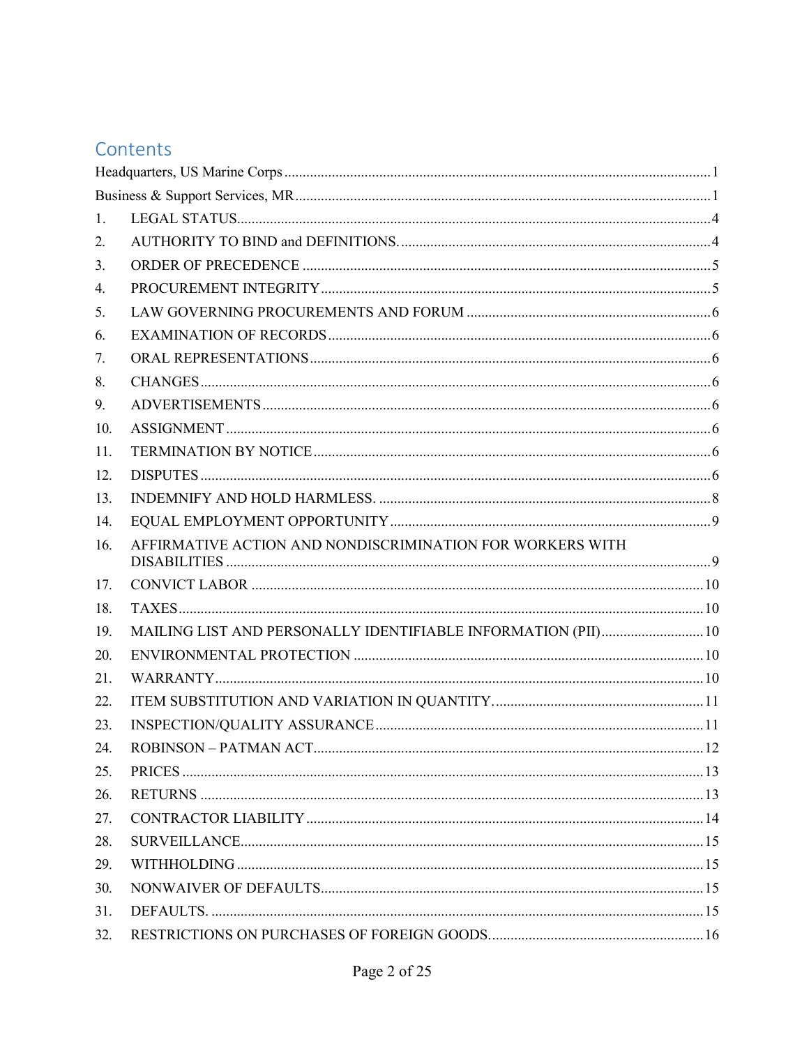# Contents

Headquarters, US Marine Corps ..... 1

Business & Support Services, MR ..... 1

1. LEGAL STATUS ..... 4
2. AUTHORITY TO BIND and DEFINITIONS. ..... 4
3. ORDER OF PRECEDENCE ..... 5
4. PROCUREMENT INTEGRITY ..... 5
5. LAW GOVERNING PROCUREMENTS AND FORUM ..... 6
6. EXAMINATION OF RECORDS ..... 6
7. ORAL REPRESENTATIONS ..... 6
8. CHANGES ..... 6
9. ADVERTISEMENTS ..... 6
10. ASSIGNMENT ..... 6
11. TERMINATION BY NOTICE ..... 6
12. DISPUTES ..... 6
13. INDEMNIFY AND HOLD HARMLESS. ..... 8
14. EQUAL EMPLOYMENT OPPORTUNITY ..... 9

16. AFFIRMATIVE ACTION AND NONDISCRIMINATION FOR WORKERS WITH DISABILITIES ..... 9
17. CONVICT LABOR ..... 10
18. TAXES ..... 10
19. MAILING LIST AND PERSONALLY IDENTIFIABLE INFORMATION (PII) ..... 10
20. ENVIRONMENTAL PROTECTION ..... 10
21. WARRANTY ..... 10
22. ITEM SUBSTITUTION AND VARIATION IN QUANTITY. ..... 11
23. INSPECTION/QUALITY ASSURANCE ..... 11
24. ROBINSON – PATMAN ACT ..... 12
25. PRICES ..... 13
26. RETURNS ..... 13
27. CONTRACTOR LIABILITY ..... 14
28. SURVEILLANCE ..... 15
29. WITHHOLDING ..... 15
30. NONWAIVER OF DEFAULTS ..... 15
31. DEFAULTS. ..... 15
32. RESTRICTIONS ON PURCHASES OF FOREIGN GOODS. ..... 16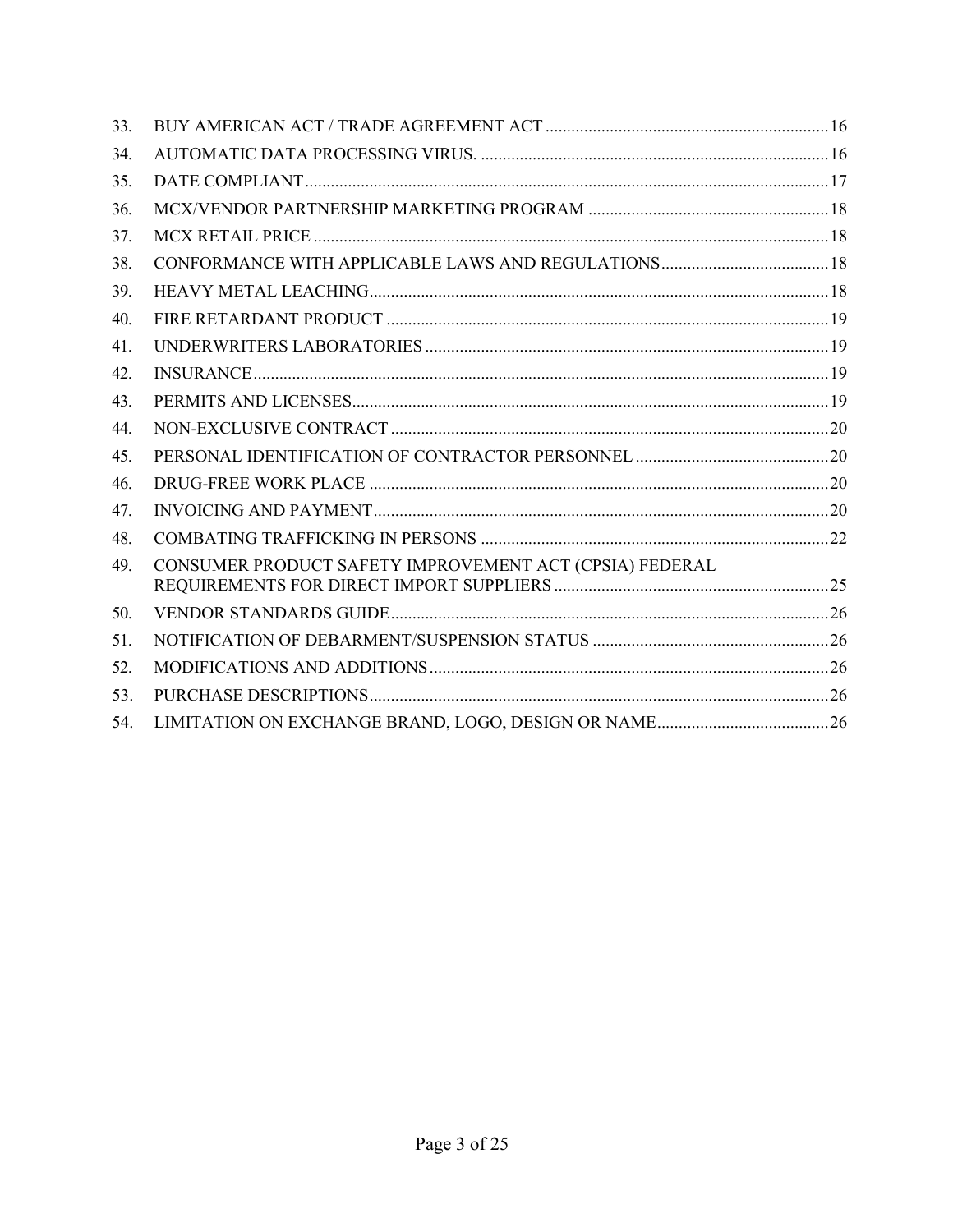33. BUY AMERICAN ACT / TRADE AGREEMENT ACT ..... 16
34. AUTOMATIC DATA PROCESSING VIRUS. ..... 16
35. DATE COMPLIANT ..... 17
36. MCX/VENDOR PARTNERSHIP MARKETING PROGRAM ..... 18
37. MCX RETAIL PRICE ..... 18
38. CONFORMANCE WITH APPLICABLE LAWS AND REGULATIONS ..... 18
39. HEAVY METAL LEACHING ..... 18
40. FIRE RETARDANT PRODUCT ..... 19
41. UNDERWRITERS LABORATORIES ..... 19
42. INSURANCE ..... 19
43. PERMITS AND LICENSES ..... 19
44. NON-EXCLUSIVE CONTRACT ..... 20
45. PERSONAL IDENTIFICATION OF CONTRACTOR PERSONNEL ..... 20
46. DRUG-FREE WORK PLACE ..... 20
47. INVOICING AND PAYMENT ..... 20
48. COMBATING TRAFFICKING IN PERSONS ..... 22
49. CONSUMER PRODUCT SAFETY IMPROVEMENT ACT (CPSIA) FEDERAL REQUIREMENTS FOR DIRECT IMPORT SUPPLIERS ..... 25
50. VENDOR STANDARDS GUIDE ..... 26
51. NOTIFICATION OF DEBARMENT/SUSPENSION STATUS ..... 26
52. MODIFICATIONS AND ADDITIONS ..... 26
53. PURCHASE DESCRIPTIONS ..... 26
54. LIMITATION ON EXCHANGE BRAND, LOGO, DESIGN OR NAME ..... 26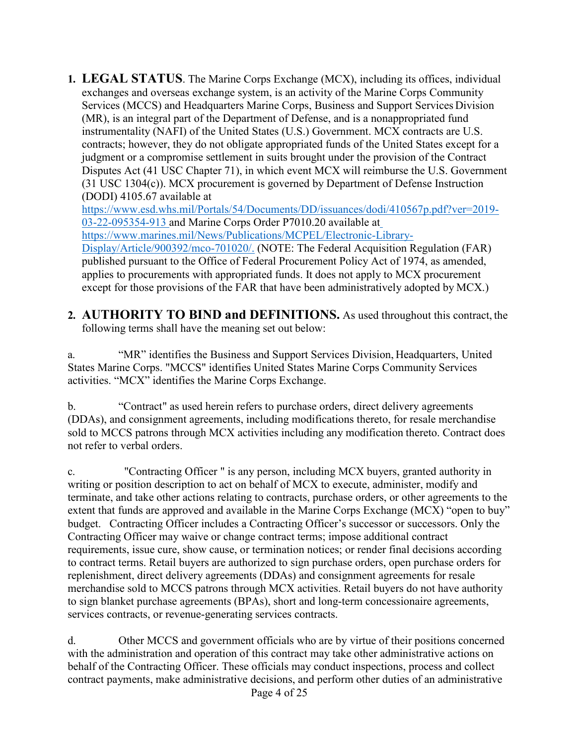1. **LEGAL STATUS**. The Marine Corps Exchange (MCX), including its offices, individual exchanges and overseas exchange system, is an activity of the Marine Corps Community Services (MCCS) and Headquarters Marine Corps, Business and Support Services Division (MR), is an integral part of the Department of Defense, and is a nonappropriated fund instrumentality (NAFI) of the United States (U.S.) Government. MCX contracts are U.S. contracts; however, they do not obligate appropriated funds of the United States except for a judgment or a compromise settlement in suits brought under the provision of the Contract Disputes Act (41 USC Chapter 71), in which event MCX will reimburse the U.S. Government (31 USC 1304(c)). MCX procurement is governed by Department of Defense Instruction (DODI) 4105.67 available at https://www.esd.whs.mil/Portals/54/Documents/DD/issuances/dodi/410567p.pdf?ver=2019-03-22-095354-913 and Marine Corps Order P7010.20 available at https://www.marines.mil/News/Publications/MCPEL/Electronic-Library-Display/Article/900392/mco-701020/. (NOTE: The Federal Acquisition Regulation (FAR) published pursuant to the Office of Federal Procurement Policy Act of 1974, as amended, applies to procurements with appropriated funds. It does not apply to MCX procurement except for those provisions of the FAR that have been administratively adopted by MCX.)

2. **AUTHORITY TO BIND and DEFINITIONS.** As used throughout this contract, the following terms shall have the meaning set out below:

a. "MR" identifies the Business and Support Services Division, Headquarters, United States Marine Corps. "MCCS" identifies United States Marine Corps Community Services activities. "MCX" identifies the Marine Corps Exchange.

b. "Contract" as used herein refers to purchase orders, direct delivery agreements (DDAs), and consignment agreements, including modifications thereto, for resale merchandise sold to MCCS patrons through MCX activities including any modification thereto. Contract does not refer to verbal orders.

c. "Contracting Officer " is any person, including MCX buyers, granted authority in writing or position description to act on behalf of MCX to execute, administer, modify and terminate, and take other actions relating to contracts, purchase orders, or other agreements to the extent that funds are approved and available in the Marine Corps Exchange (MCX) "open to buy" budget. Contracting Officer includes a Contracting Officer's successor or successors. Only the Contracting Officer may waive or change contract terms; impose additional contract requirements, issue cure, show cause, or termination notices; or render final decisions according to contract terms. Retail buyers are authorized to sign purchase orders, open purchase orders for replenishment, direct delivery agreements (DDAs) and consignment agreements for resale merchandise sold to MCCS patrons through MCX activities. Retail buyers do not have authority to sign blanket purchase agreements (BPAs), short and long-term concessionaire agreements, services contracts, or revenue-generating services contracts.

d. Other MCCS and government officials who are by virtue of their positions concerned with the administration and operation of this contract may take other administrative actions on behalf of the Contracting Officer. These officials may conduct inspections, process and collect contract payments, make administrative decisions, and perform other duties of an administrative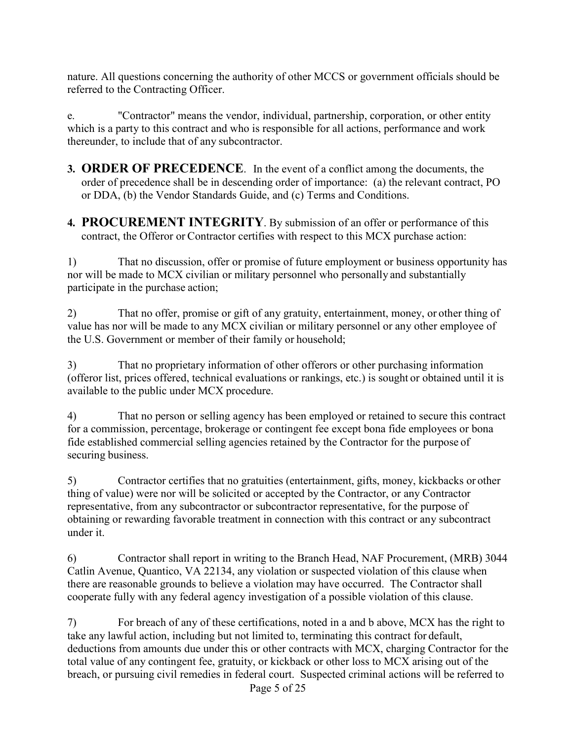nature. All questions concerning the authority of other MCCS or government officials should be referred to the Contracting Officer.

e. "Contractor" means the vendor, individual, partnership, corporation, or other entity which is a party to this contract and who is responsible for all actions, performance and work thereunder, to include that of any subcontractor.

3. **ORDER OF PRECEDENCE**. In the event of a conflict among the documents, the order of precedence shall be in descending order of importance: (a) the relevant contract, PO or DDA, (b) the Vendor Standards Guide, and (c) Terms and Conditions.

4. **PROCUREMENT INTEGRITY**. By submission of an offer or performance of this contract, the Offeror or Contractor certifies with respect to this MCX purchase action:

1) That no discussion, offer or promise of future employment or business opportunity has nor will be made to MCX civilian or military personnel who personally and substantially participate in the purchase action;

2) That no offer, promise or gift of any gratuity, entertainment, money, or other thing of value has nor will be made to any MCX civilian or military personnel or any other employee of the U.S. Government or member of their family or household;

3) That no proprietary information of other offerors or other purchasing information (offeror list, prices offered, technical evaluations or rankings, etc.) is sought or obtained until it is available to the public under MCX procedure.

4) That no person or selling agency has been employed or retained to secure this contract for a commission, percentage, brokerage or contingent fee except bona fide employees or bona fide established commercial selling agencies retained by the Contractor for the purpose of securing business.

5) Contractor certifies that no gratuities (entertainment, gifts, money, kickbacks or other thing of value) were nor will be solicited or accepted by the Contractor, or any Contractor representative, from any subcontractor or subcontractor representative, for the purpose of obtaining or rewarding favorable treatment in connection with this contract or any subcontract under it.

6) Contractor shall report in writing to the Branch Head, NAF Procurement, (MRB) 3044 Catlin Avenue, Quantico, VA 22134, any violation or suspected violation of this clause when there are reasonable grounds to believe a violation may have occurred. The Contractor shall cooperate fully with any federal agency investigation of a possible violation of this clause.

7) For breach of any of these certifications, noted in a and b above, MCX has the right to take any lawful action, including but not limited to, terminating this contract for default, deductions from amounts due under this or other contracts with MCX, charging Contractor for the total value of any contingent fee, gratuity, or kickback or other loss to MCX arising out of the breach, or pursuing civil remedies in federal court. Suspected criminal actions will be referred to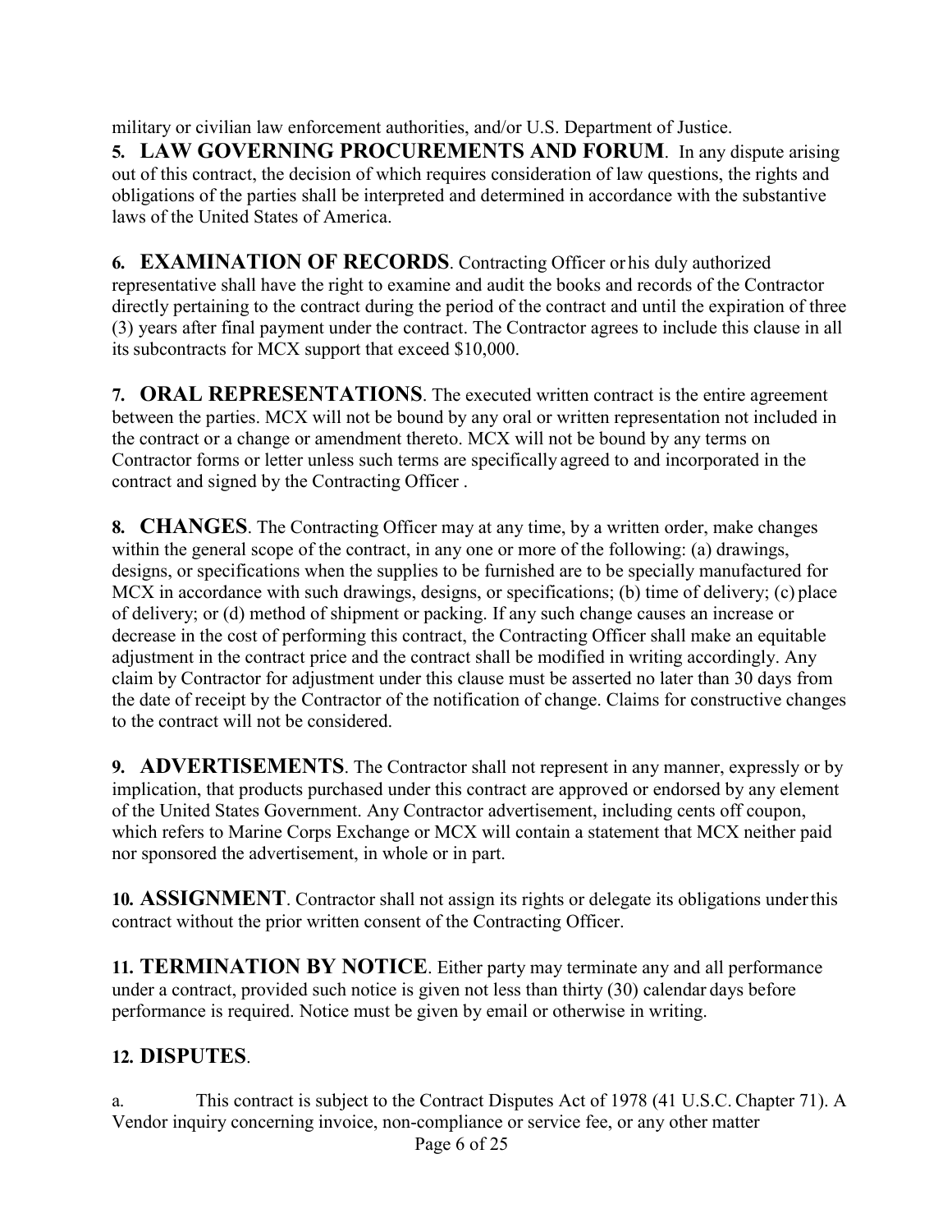military or civilian law enforcement authorities, and/or U.S. Department of Justice.

**5. LAW GOVERNING PROCUREMENTS AND FORUM**. In any dispute arising out of this contract, the decision of which requires consideration of law questions, the rights and obligations of the parties shall be interpreted and determined in accordance with the substantive laws of the United States of America.

**6. EXAMINATION OF RECORDS**. Contracting Officer or his duly authorized representative shall have the right to examine and audit the books and records of the Contractor directly pertaining to the contract during the period of the contract and until the expiration of three (3) years after final payment under the contract. The Contractor agrees to include this clause in all its subcontracts for MCX support that exceed $10,000.

**7. ORAL REPRESENTATIONS**. The executed written contract is the entire agreement between the parties. MCX will not be bound by any oral or written representation not included in the contract or a change or amendment thereto. MCX will not be bound by any terms on Contractor forms or letter unless such terms are specifically agreed to and incorporated in the contract and signed by the Contracting Officer .

**8. CHANGES**. The Contracting Officer may at any time, by a written order, make changes within the general scope of the contract, in any one or more of the following: (a) drawings, designs, or specifications when the supplies to be furnished are to be specially manufactured for MCX in accordance with such drawings, designs, or specifications; (b) time of delivery; (c) place of delivery; or (d) method of shipment or packing. If any such change causes an increase or decrease in the cost of performing this contract, the Contracting Officer shall make an equitable adjustment in the contract price and the contract shall be modified in writing accordingly. Any claim by Contractor for adjustment under this clause must be asserted no later than 30 days from the date of receipt by the Contractor of the notification of change. Claims for constructive changes to the contract will not be considered.

**9. ADVERTISEMENTS**. The Contractor shall not represent in any manner, expressly or by implication, that products purchased under this contract are approved or endorsed by any element of the United States Government. Any Contractor advertisement, including cents off coupon, which refers to Marine Corps Exchange or MCX will contain a statement that MCX neither paid nor sponsored the advertisement, in whole or in part.

**10. ASSIGNMENT**. Contractor shall not assign its rights or delegate its obligations under this contract without the prior written consent of the Contracting Officer.

**11. TERMINATION BY NOTICE**. Either party may terminate any and all performance under a contract, provided such notice is given not less than thirty (30) calendar days before performance is required. Notice must be given by email or otherwise in writing.

**12. DISPUTES**.

a. This contract is subject to the Contract Disputes Act of 1978 (41 U.S.C. Chapter 71). A Vendor inquiry concerning invoice, non-compliance or service fee, or any other matter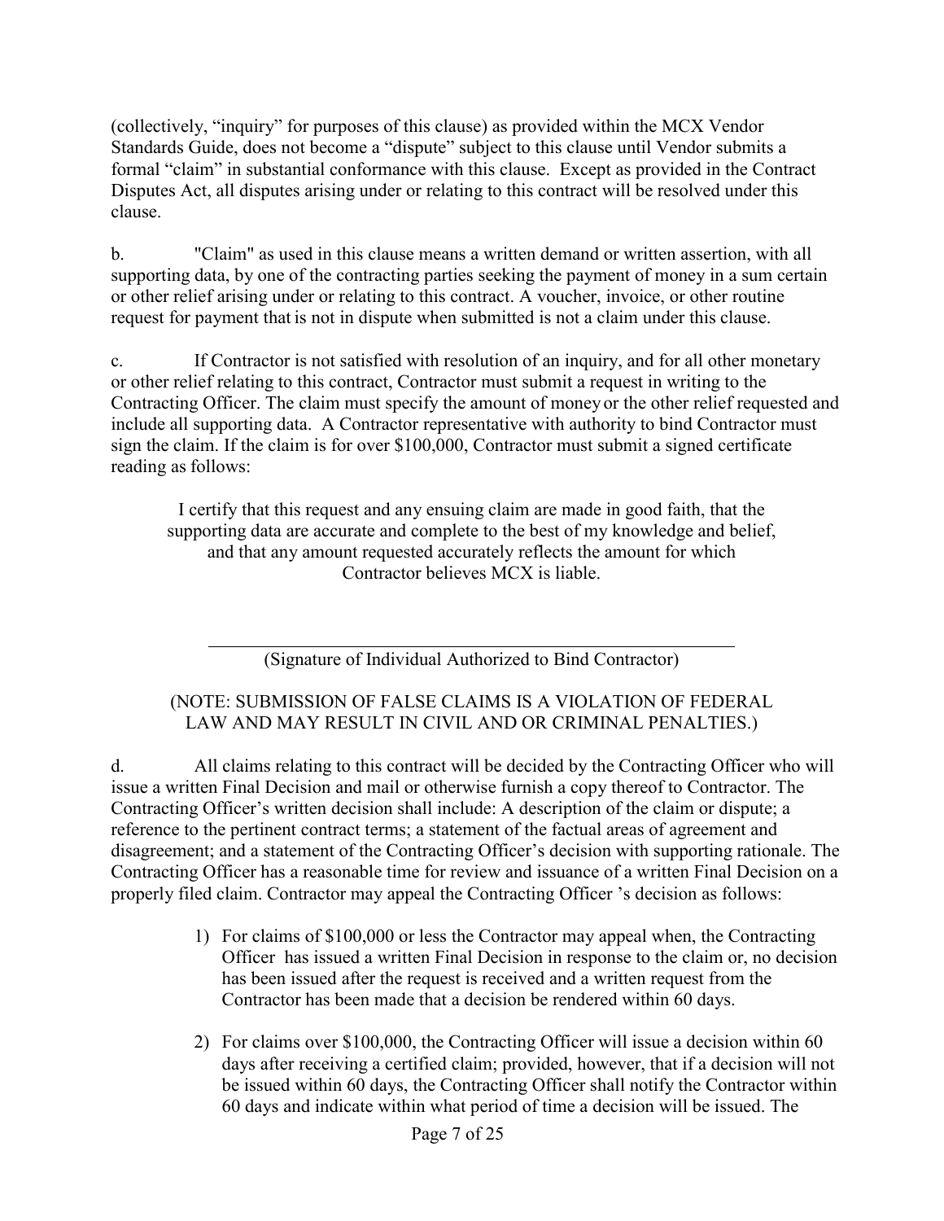(collectively, "inquiry" for purposes of this clause) as provided within the MCX Vendor Standards Guide, does not become a "dispute" subject to this clause until Vendor submits a formal "claim" in substantial conformance with this clause. Except as provided in the Contract Disputes Act, all disputes arising under or relating to this contract will be resolved under this clause.

b. "Claim" as used in this clause means a written demand or written assertion, with all supporting data, by one of the contracting parties seeking the payment of money in a sum certain or other relief arising under or relating to this contract. A voucher, invoice, or other routine request for payment that is not in dispute when submitted is not a claim under this clause.

c. If Contractor is not satisfied with resolution of an inquiry, and for all other monetary or other relief relating to this contract, Contractor must submit a request in writing to the Contracting Officer. The claim must specify the amount of money or the other relief requested and include all supporting data. A Contractor representative with authority to bind Contractor must sign the claim. If the claim is for over $100,000, Contractor must submit a signed certificate reading as follows:

> I certify that this request and any ensuing claim are made in good faith, that the supporting data are accurate and complete to the best of my knowledge and belief, and that any amount requested accurately reflects the amount for which Contractor believes MCX is liable.
>
> \_\_\_\_\_\_\_\_\_\_\_\_\_\_\_\_\_\_\_\_\_\_\_\_\_\_\_\_\_\_\_\_\_\_\_\_\_\_\_\_\_\_\_\_\_\_\_\_
>
> (Signature of Individual Authorized to Bind Contractor)
>
> (NOTE: SUBMISSION OF FALSE CLAIMS IS A VIOLATION OF FEDERAL LAW AND MAY RESULT IN CIVIL AND OR CRIMINAL PENALTIES.)

d. All claims relating to this contract will be decided by the Contracting Officer who will issue a written Final Decision and mail or otherwise furnish a copy thereof to Contractor. The Contracting Officer's written decision shall include: A description of the claim or dispute; a reference to the pertinent contract terms; a statement of the factual areas of agreement and disagreement; and a statement of the Contracting Officer's decision with supporting rationale. The Contracting Officer has a reasonable time for review and issuance of a written Final Decision on a properly filed claim. Contractor may appeal the Contracting Officer 's decision as follows:

1) For claims of $100,000 or less the Contractor may appeal when, the Contracting Officer has issued a written Final Decision in response to the claim or, no decision has been issued after the request is received and a written request from the Contractor has been made that a decision be rendered within 60 days.

2) For claims over $100,000, the Contracting Officer will issue a decision within 60 days after receiving a certified claim; provided, however, that if a decision will not be issued within 60 days, the Contracting Officer shall notify the Contractor within 60 days and indicate within what period of time a decision will be issued. The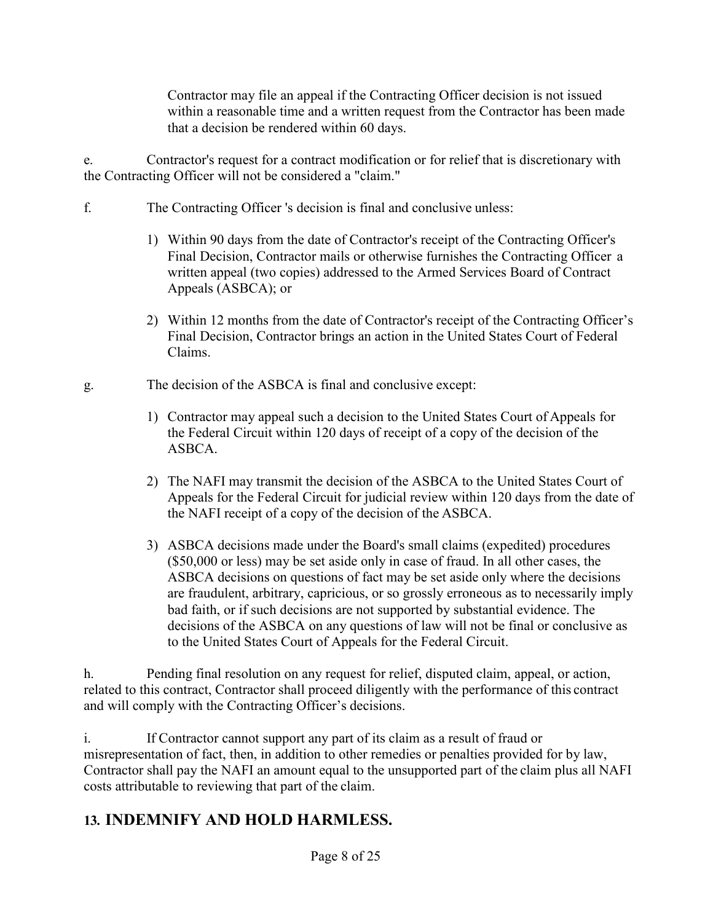Contractor may file an appeal if the Contracting Officer decision is not issued within a reasonable time and a written request from the Contractor has been made that a decision be rendered within 60 days.

e. Contractor's request for a contract modification or for relief that is discretionary with the Contracting Officer will not be considered a "claim."

f. The Contracting Officer 's decision is final and conclusive unless:

1) Within 90 days from the date of Contractor's receipt of the Contracting Officer's Final Decision, Contractor mails or otherwise furnishes the Contracting Officer a written appeal (two copies) addressed to the Armed Services Board of Contract Appeals (ASBCA); or

2) Within 12 months from the date of Contractor's receipt of the Contracting Officer's Final Decision, Contractor brings an action in the United States Court of Federal Claims.

g. The decision of the ASBCA is final and conclusive except:

1) Contractor may appeal such a decision to the United States Court of Appeals for the Federal Circuit within 120 days of receipt of a copy of the decision of the ASBCA.

2) The NAFI may transmit the decision of the ASBCA to the United States Court of Appeals for the Federal Circuit for judicial review within 120 days from the date of the NAFI receipt of a copy of the decision of the ASBCA.

3) ASBCA decisions made under the Board's small claims (expedited) procedures ($50,000 or less) may be set aside only in case of fraud. In all other cases, the ASBCA decisions on questions of fact may be set aside only where the decisions are fraudulent, arbitrary, capricious, or so grossly erroneous as to necessarily imply bad faith, or if such decisions are not supported by substantial evidence. The decisions of the ASBCA on any questions of law will not be final or conclusive as to the United States Court of Appeals for the Federal Circuit.

h. Pending final resolution on any request for relief, disputed claim, appeal, or action, related to this contract, Contractor shall proceed diligently with the performance of this contract and will comply with the Contracting Officer's decisions.

i. If Contractor cannot support any part of its claim as a result of fraud or misrepresentation of fact, then, in addition to other remedies or penalties provided for by law, Contractor shall pay the NAFI an amount equal to the unsupported part of the claim plus all NAFI costs attributable to reviewing that part of the claim.

## 13. INDEMNIFY AND HOLD HARMLESS.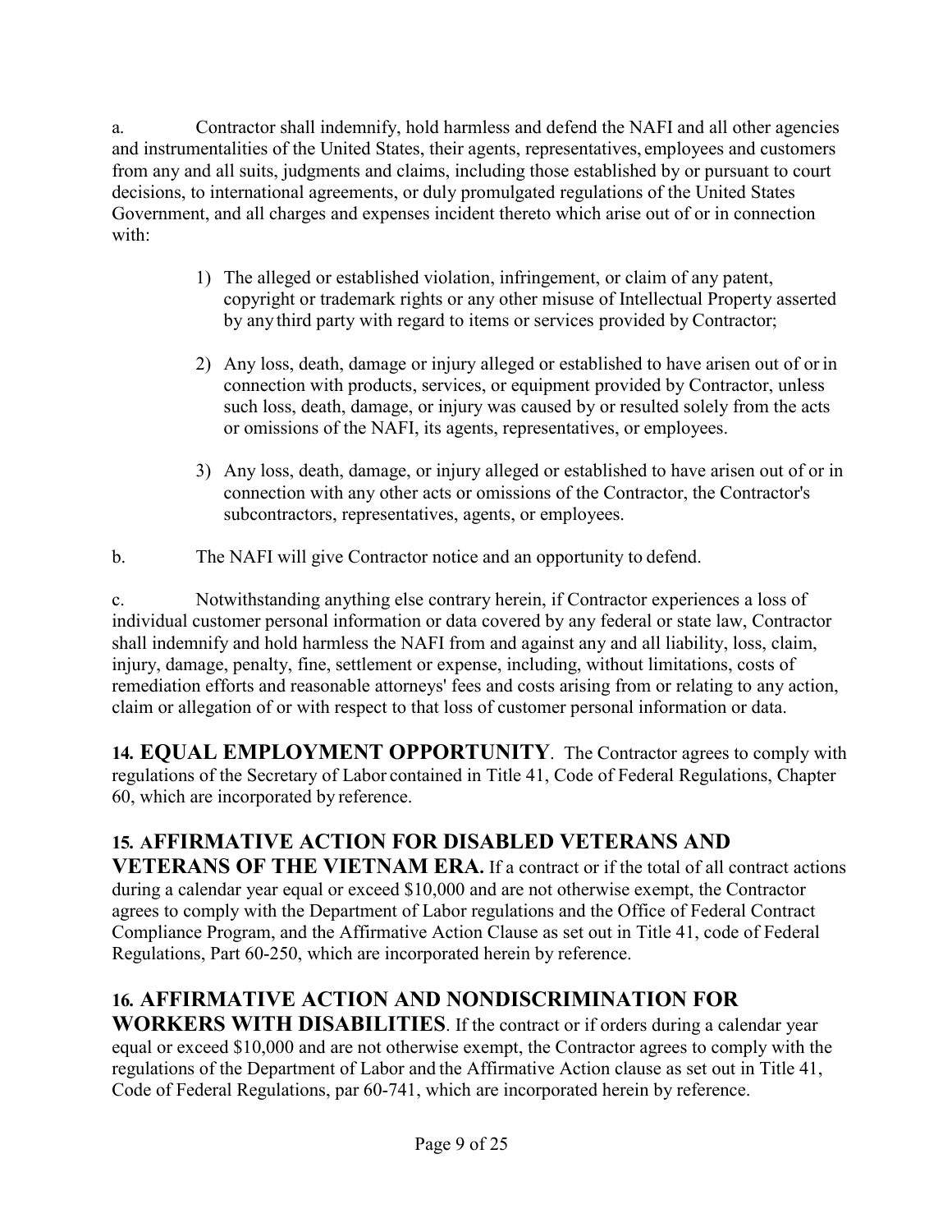a. Contractor shall indemnify, hold harmless and defend the NAFI and all other agencies and instrumentalities of the United States, their agents, representatives, employees and customers from any and all suits, judgments and claims, including those established by or pursuant to court decisions, to international agreements, or duly promulgated regulations of the United States Government, and all charges and expenses incident thereto which arise out of or in connection with:

1) The alleged or established violation, infringement, or claim of any patent, copyright or trademark rights or any other misuse of Intellectual Property asserted by any third party with regard to items or services provided by Contractor;

2) Any loss, death, damage or injury alleged or established to have arisen out of or in connection with products, services, or equipment provided by Contractor, unless such loss, death, damage, or injury was caused by or resulted solely from the acts or omissions of the NAFI, its agents, representatives, or employees.

3) Any loss, death, damage, or injury alleged or established to have arisen out of or in connection with any other acts or omissions of the Contractor, the Contractor's subcontractors, representatives, agents, or employees.

b. The NAFI will give Contractor notice and an opportunity to defend.

c. Notwithstanding anything else contrary herein, if Contractor experiences a loss of individual customer personal information or data covered by any federal or state law, Contractor shall indemnify and hold harmless the NAFI from and against any and all liability, loss, claim, injury, damage, penalty, fine, settlement or expense, including, without limitations, costs of remediation efforts and reasonable attorneys' fees and costs arising from or relating to any action, claim or allegation of or with respect to that loss of customer personal information or data.

**14. EQUAL EMPLOYMENT OPPORTUNITY**. The Contractor agrees to comply with regulations of the Secretary of Labor contained in Title 41, Code of Federal Regulations, Chapter 60, which are incorporated by reference.

**15. AFFIRMATIVE ACTION FOR DISABLED VETERANS AND VETERANS OF THE VIETNAM ERA.** If a contract or if the total of all contract actions during a calendar year equal or exceed $10,000 and are not otherwise exempt, the Contractor agrees to comply with the Department of Labor regulations and the Office of Federal Contract Compliance Program, and the Affirmative Action Clause as set out in Title 41, code of Federal Regulations, Part 60-250, which are incorporated herein by reference.

**16. AFFIRMATIVE ACTION AND NONDISCRIMINATION FOR WORKERS WITH DISABILITIES**. If the contract or if orders during a calendar year equal or exceed $10,000 and are not otherwise exempt, the Contractor agrees to comply with the regulations of the Department of Labor and the Affirmative Action clause as set out in Title 41, Code of Federal Regulations, par 60-741, which are incorporated herein by reference.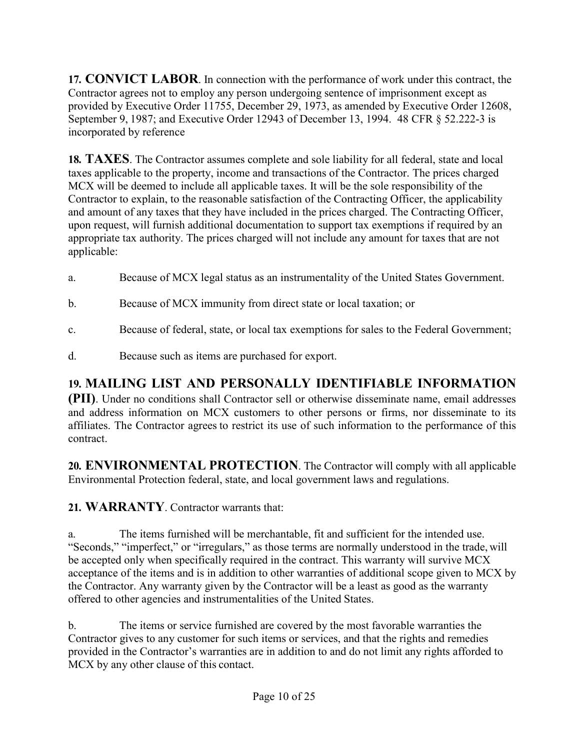**17. CONVICT LABOR**. In connection with the performance of work under this contract, the Contractor agrees not to employ any person undergoing sentence of imprisonment except as provided by Executive Order 11755, December 29, 1973, as amended by Executive Order 12608, September 9, 1987; and Executive Order 12943 of December 13, 1994. 48 CFR § 52.222-3 is incorporated by reference

**18. TAXES**. The Contractor assumes complete and sole liability for all federal, state and local taxes applicable to the property, income and transactions of the Contractor. The prices charged MCX will be deemed to include all applicable taxes. It will be the sole responsibility of the Contractor to explain, to the reasonable satisfaction of the Contracting Officer, the applicability and amount of any taxes that they have included in the prices charged. The Contracting Officer, upon request, will furnish additional documentation to support tax exemptions if required by an appropriate tax authority. The prices charged will not include any amount for taxes that are not applicable:

a. Because of MCX legal status as an instrumentality of the United States Government.

b. Because of MCX immunity from direct state or local taxation; or

c. Because of federal, state, or local tax exemptions for sales to the Federal Government;

d. Because such as items are purchased for export.

**19. MAILING LIST AND PERSONALLY IDENTIFIABLE INFORMATION (PII)**. Under no conditions shall Contractor sell or otherwise disseminate name, email addresses and address information on MCX customers to other persons or firms, nor disseminate to its affiliates. The Contractor agrees to restrict its use of such information to the performance of this contract.

**20. ENVIRONMENTAL PROTECTION**. The Contractor will comply with all applicable Environmental Protection federal, state, and local government laws and regulations.

**21. WARRANTY**. Contractor warrants that:

a. The items furnished will be merchantable, fit and sufficient for the intended use. "Seconds," "imperfect," or "irregulars," as those terms are normally understood in the trade, will be accepted only when specifically required in the contract. This warranty will survive MCX acceptance of the items and is in addition to other warranties of additional scope given to MCX by the Contractor. Any warranty given by the Contractor will be a least as good as the warranty offered to other agencies and instrumentalities of the United States.

b. The items or service furnished are covered by the most favorable warranties the Contractor gives to any customer for such items or services, and that the rights and remedies provided in the Contractor's warranties are in addition to and do not limit any rights afforded to MCX by any other clause of this contact.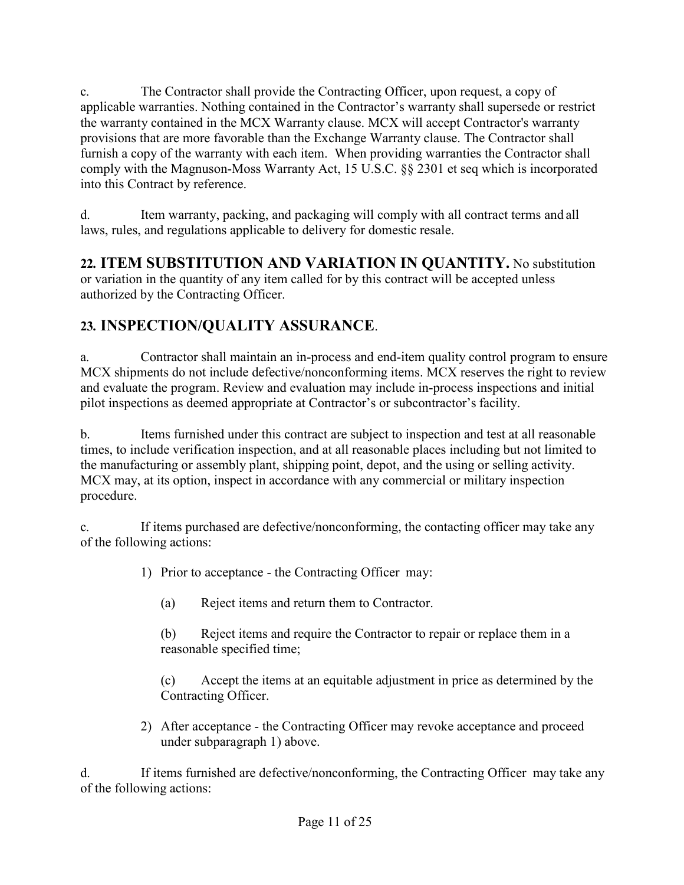c. The Contractor shall provide the Contracting Officer, upon request, a copy of applicable warranties. Nothing contained in the Contractor's warranty shall supersede or restrict the warranty contained in the MCX Warranty clause. MCX will accept Contractor's warranty provisions that are more favorable than the Exchange Warranty clause. The Contractor shall furnish a copy of the warranty with each item. When providing warranties the Contractor shall comply with the Magnuson-Moss Warranty Act, 15 U.S.C. §§ 2301 et seq which is incorporated into this Contract by reference.

d. Item warranty, packing, and packaging will comply with all contract terms and all laws, rules, and regulations applicable to delivery for domestic resale.

**22. ITEM SUBSTITUTION AND VARIATION IN QUANTITY.** No substitution or variation in the quantity of any item called for by this contract will be accepted unless authorized by the Contracting Officer.

## 23. INSPECTION/QUALITY ASSURANCE.

a. Contractor shall maintain an in-process and end-item quality control program to ensure MCX shipments do not include defective/nonconforming items. MCX reserves the right to review and evaluate the program. Review and evaluation may include in-process inspections and initial pilot inspections as deemed appropriate at Contractor's or subcontractor's facility.

b. Items furnished under this contract are subject to inspection and test at all reasonable times, to include verification inspection, and at all reasonable places including but not limited to the manufacturing or assembly plant, shipping point, depot, and the using or selling activity. MCX may, at its option, inspect in accordance with any commercial or military inspection procedure.

c. If items purchased are defective/nonconforming, the contacting officer may take any of the following actions:

1) Prior to acceptance - the Contracting Officer may:

   (a) Reject items and return them to Contractor.

   (b) Reject items and require the Contractor to repair or replace them in a reasonable specified time;

   (c) Accept the items at an equitable adjustment in price as determined by the Contracting Officer.

2) After acceptance - the Contracting Officer may revoke acceptance and proceed under subparagraph 1) above.

d. If items furnished are defective/nonconforming, the Contracting Officer may take any of the following actions: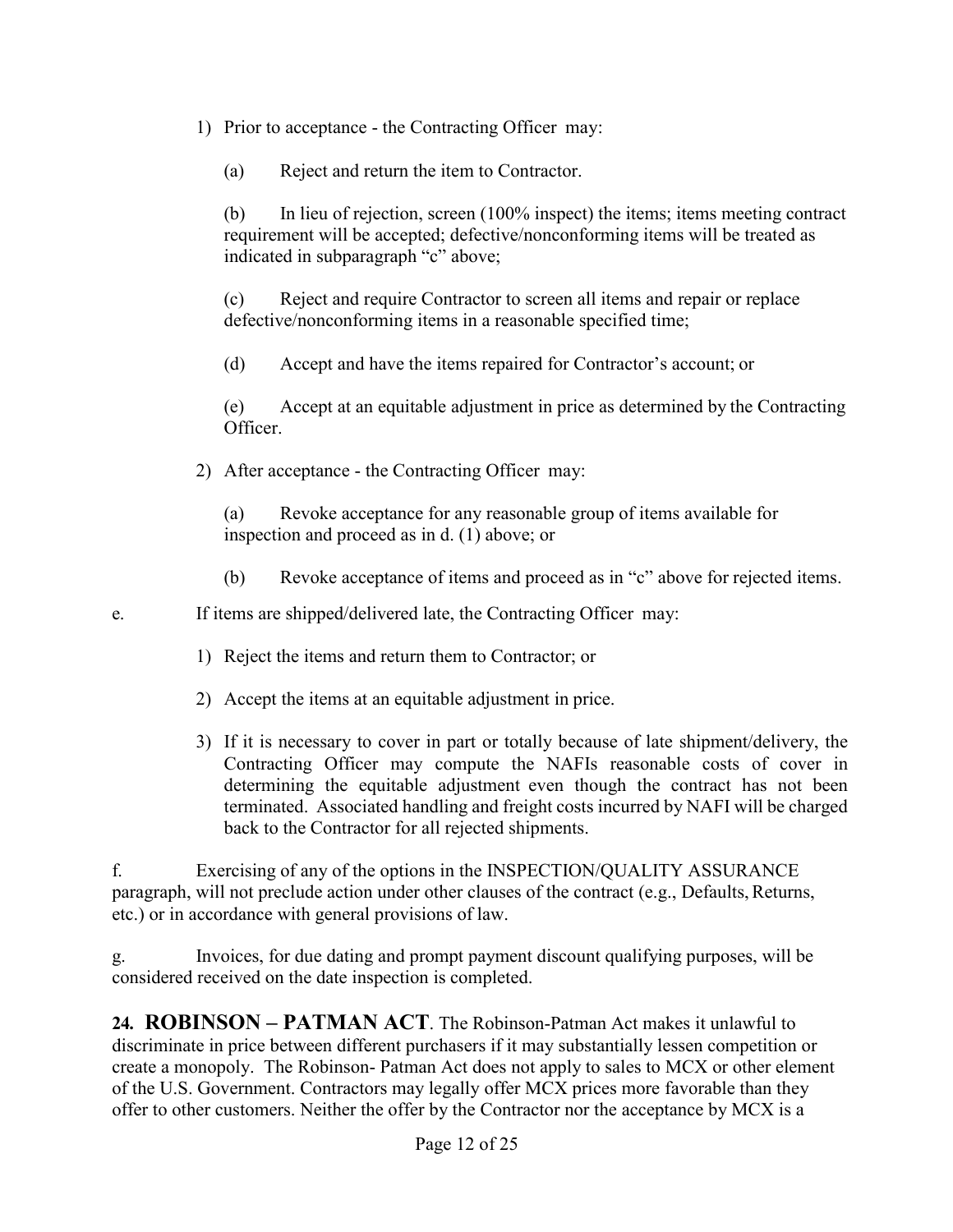1) Prior to acceptance - the Contracting Officer may:

   (a) Reject and return the item to Contractor.

   (b) In lieu of rejection, screen (100% inspect) the items; items meeting contract requirement will be accepted; defective/nonconforming items will be treated as indicated in subparagraph "c" above;

   (c) Reject and require Contractor to screen all items and repair or replace defective/nonconforming items in a reasonable specified time;

   (d) Accept and have the items repaired for Contractor's account; or

   (e) Accept at an equitable adjustment in price as determined by the Contracting Officer.

2) After acceptance - the Contracting Officer may:

   (a) Revoke acceptance for any reasonable group of items available for inspection and proceed as in d. (1) above; or

   (b) Revoke acceptance of items and proceed as in "c" above for rejected items.

e. If items are shipped/delivered late, the Contracting Officer may:

1) Reject the items and return them to Contractor; or

2) Accept the items at an equitable adjustment in price.

3) If it is necessary to cover in part or totally because of late shipment/delivery, the Contracting Officer may compute the NAFIs reasonable costs of cover in determining the equitable adjustment even though the contract has not been terminated. Associated handling and freight costs incurred by NAFI will be charged back to the Contractor for all rejected shipments.

f. Exercising of any of the options in the INSPECTION/QUALITY ASSURANCE paragraph, will not preclude action under other clauses of the contract (e.g., Defaults, Returns, etc.) or in accordance with general provisions of law.

g. Invoices, for due dating and prompt payment discount qualifying purposes, will be considered received on the date inspection is completed.

**24. ROBINSON – PATMAN ACT**. The Robinson-Patman Act makes it unlawful to discriminate in price between different purchasers if it may substantially lessen competition or create a monopoly. The Robinson- Patman Act does not apply to sales to MCX or other element of the U.S. Government. Contractors may legally offer MCX prices more favorable than they offer to other customers. Neither the offer by the Contractor nor the acceptance by MCX is a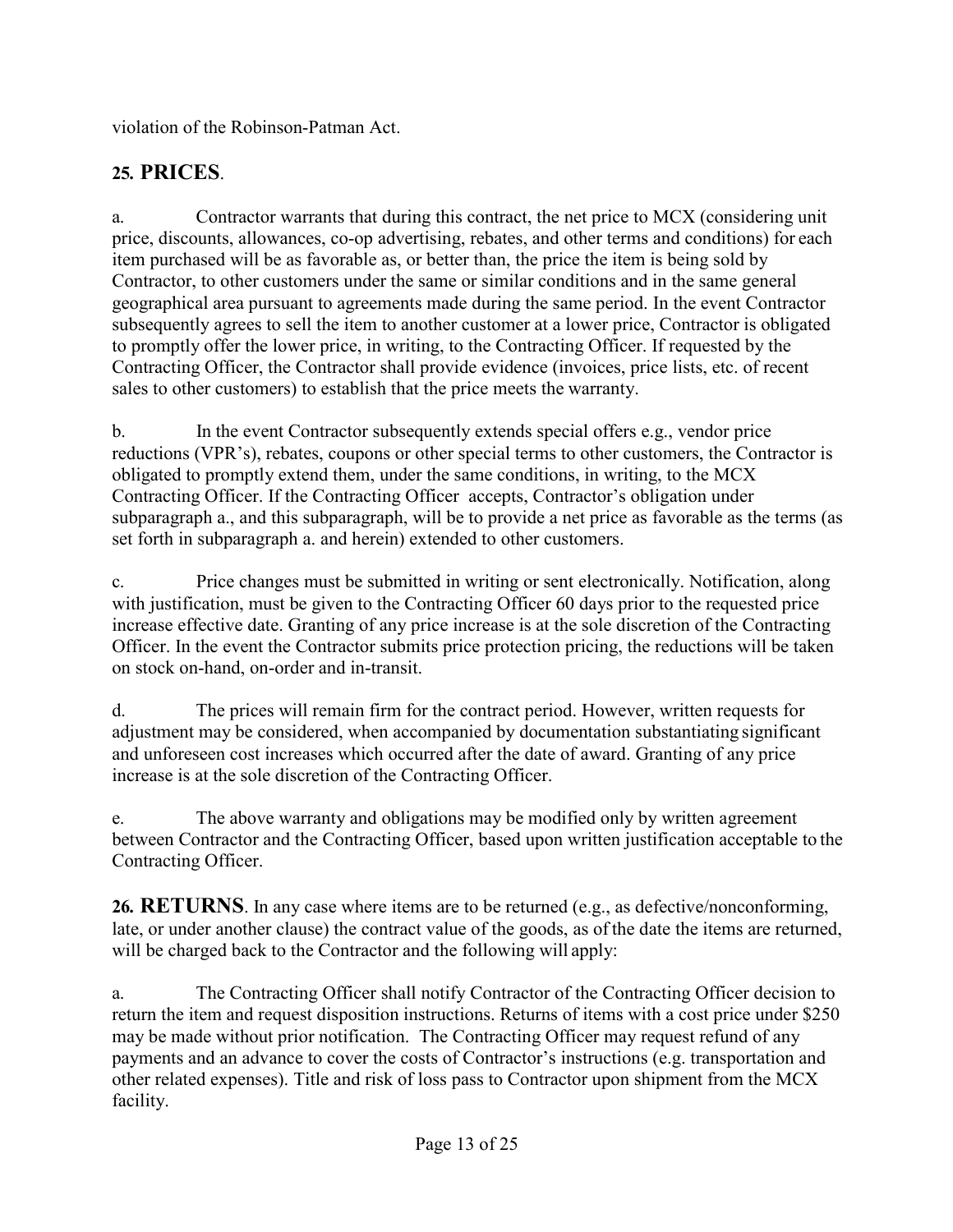violation of the Robinson-Patman Act.

## 25. PRICES.

a. Contractor warrants that during this contract, the net price to MCX (considering unit price, discounts, allowances, co-op advertising, rebates, and other terms and conditions) for each item purchased will be as favorable as, or better than, the price the item is being sold by Contractor, to other customers under the same or similar conditions and in the same general geographical area pursuant to agreements made during the same period. In the event Contractor subsequently agrees to sell the item to another customer at a lower price, Contractor is obligated to promptly offer the lower price, in writing, to the Contracting Officer. If requested by the Contracting Officer, the Contractor shall provide evidence (invoices, price lists, etc. of recent sales to other customers) to establish that the price meets the warranty.

b. In the event Contractor subsequently extends special offers e.g., vendor price reductions (VPR's), rebates, coupons or other special terms to other customers, the Contractor is obligated to promptly extend them, under the same conditions, in writing, to the MCX Contracting Officer. If the Contracting Officer accepts, Contractor's obligation under subparagraph a., and this subparagraph, will be to provide a net price as favorable as the terms (as set forth in subparagraph a. and herein) extended to other customers.

c. Price changes must be submitted in writing or sent electronically. Notification, along with justification, must be given to the Contracting Officer 60 days prior to the requested price increase effective date. Granting of any price increase is at the sole discretion of the Contracting Officer. In the event the Contractor submits price protection pricing, the reductions will be taken on stock on-hand, on-order and in-transit.

d. The prices will remain firm for the contract period. However, written requests for adjustment may be considered, when accompanied by documentation substantiating significant and unforeseen cost increases which occurred after the date of award. Granting of any price increase is at the sole discretion of the Contracting Officer.

e. The above warranty and obligations may be modified only by written agreement between Contractor and the Contracting Officer, based upon written justification acceptable to the Contracting Officer.

**26. RETURNS**. In any case where items are to be returned (e.g., as defective/nonconforming, late, or under another clause) the contract value of the goods, as of the date the items are returned, will be charged back to the Contractor and the following will apply:

a. The Contracting Officer shall notify Contractor of the Contracting Officer decision to return the item and request disposition instructions. Returns of items with a cost price under $250 may be made without prior notification. The Contracting Officer may request refund of any payments and an advance to cover the costs of Contractor's instructions (e.g. transportation and other related expenses). Title and risk of loss pass to Contractor upon shipment from the MCX facility.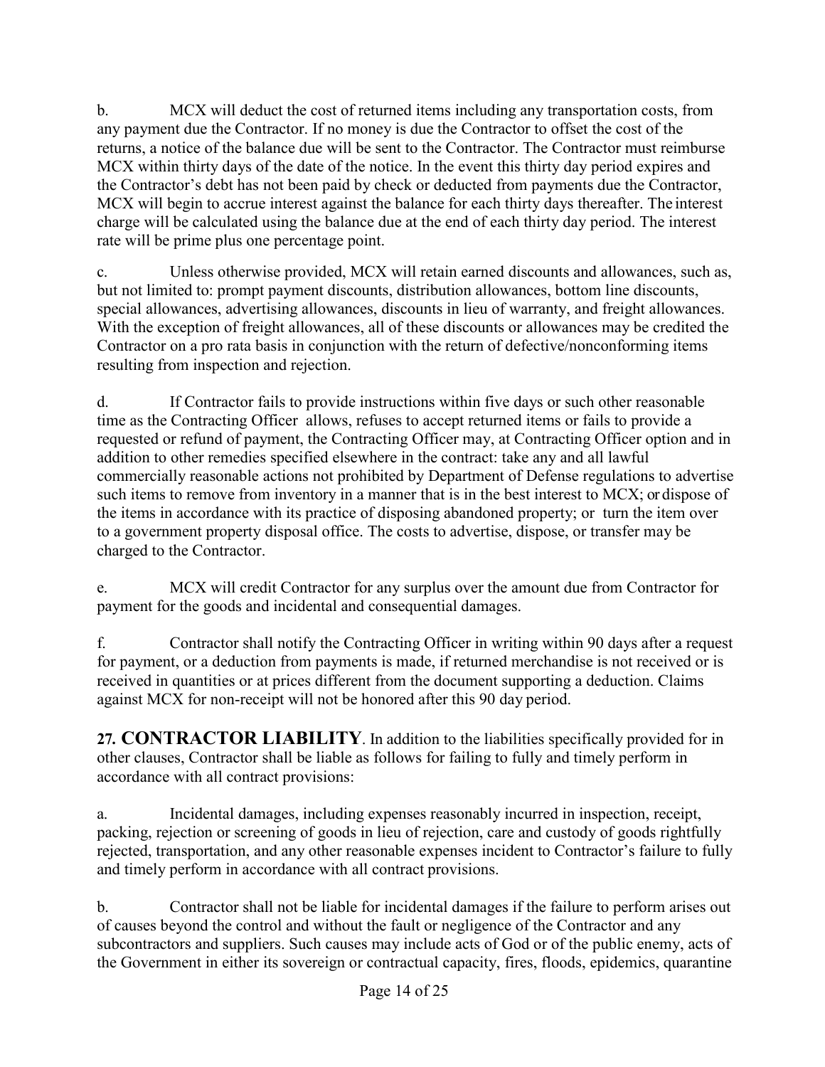b. MCX will deduct the cost of returned items including any transportation costs, from any payment due the Contractor. If no money is due the Contractor to offset the cost of the returns, a notice of the balance due will be sent to the Contractor. The Contractor must reimburse MCX within thirty days of the date of the notice. In the event this thirty day period expires and the Contractor's debt has not been paid by check or deducted from payments due the Contractor, MCX will begin to accrue interest against the balance for each thirty days thereafter. The interest charge will be calculated using the balance due at the end of each thirty day period. The interest rate will be prime plus one percentage point.

c. Unless otherwise provided, MCX will retain earned discounts and allowances, such as, but not limited to: prompt payment discounts, distribution allowances, bottom line discounts, special allowances, advertising allowances, discounts in lieu of warranty, and freight allowances. With the exception of freight allowances, all of these discounts or allowances may be credited the Contractor on a pro rata basis in conjunction with the return of defective/nonconforming items resulting from inspection and rejection.

d. If Contractor fails to provide instructions within five days or such other reasonable time as the Contracting Officer allows, refuses to accept returned items or fails to provide a requested or refund of payment, the Contracting Officer may, at Contracting Officer option and in addition to other remedies specified elsewhere in the contract: take any and all lawful commercially reasonable actions not prohibited by Department of Defense regulations to advertise such items to remove from inventory in a manner that is in the best interest to MCX; or dispose of the items in accordance with its practice of disposing abandoned property; or turn the item over to a government property disposal office. The costs to advertise, dispose, or transfer may be charged to the Contractor.

e. MCX will credit Contractor for any surplus over the amount due from Contractor for payment for the goods and incidental and consequential damages.

f. Contractor shall notify the Contracting Officer in writing within 90 days after a request for payment, or a deduction from payments is made, if returned merchandise is not received or is received in quantities or at prices different from the document supporting a deduction. Claims against MCX for non-receipt will not be honored after this 90 day period.

**27. CONTRACTOR LIABILITY**. In addition to the liabilities specifically provided for in other clauses, Contractor shall be liable as follows for failing to fully and timely perform in accordance with all contract provisions:

a. Incidental damages, including expenses reasonably incurred in inspection, receipt, packing, rejection or screening of goods in lieu of rejection, care and custody of goods rightfully rejected, transportation, and any other reasonable expenses incident to Contractor's failure to fully and timely perform in accordance with all contract provisions.

b. Contractor shall not be liable for incidental damages if the failure to perform arises out of causes beyond the control and without the fault or negligence of the Contractor and any subcontractors and suppliers. Such causes may include acts of God or of the public enemy, acts of the Government in either its sovereign or contractual capacity, fires, floods, epidemics, quarantine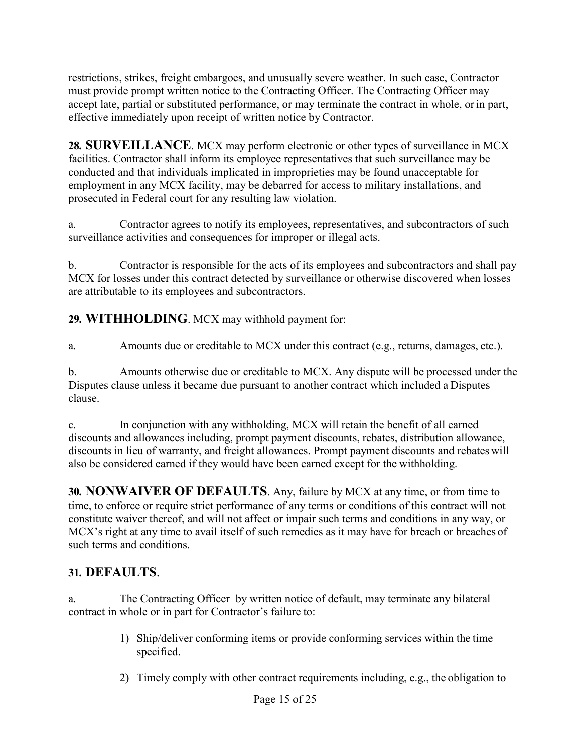restrictions, strikes, freight embargoes, and unusually severe weather. In such case, Contractor must provide prompt written notice to the Contracting Officer. The Contracting Officer may accept late, partial or substituted performance, or may terminate the contract in whole, or in part, effective immediately upon receipt of written notice by Contractor.

**28. SURVEILLANCE**. MCX may perform electronic or other types of surveillance in MCX facilities. Contractor shall inform its employee representatives that such surveillance may be conducted and that individuals implicated in improprieties may be found unacceptable for employment in any MCX facility, may be debarred for access to military installations, and prosecuted in Federal court for any resulting law violation.

a. Contractor agrees to notify its employees, representatives, and subcontractors of such surveillance activities and consequences for improper or illegal acts.

b. Contractor is responsible for the acts of its employees and subcontractors and shall pay MCX for losses under this contract detected by surveillance or otherwise discovered when losses are attributable to its employees and subcontractors.

**29. WITHHOLDING**. MCX may withhold payment for:

a. Amounts due or creditable to MCX under this contract (e.g., returns, damages, etc.).

b. Amounts otherwise due or creditable to MCX. Any dispute will be processed under the Disputes clause unless it became due pursuant to another contract which included a Disputes clause.

c. In conjunction with any withholding, MCX will retain the benefit of all earned discounts and allowances including, prompt payment discounts, rebates, distribution allowance, discounts in lieu of warranty, and freight allowances. Prompt payment discounts and rebates will also be considered earned if they would have been earned except for the withholding.

**30. NONWAIVER OF DEFAULTS**. Any, failure by MCX at any time, or from time to time, to enforce or require strict performance of any terms or conditions of this contract will not constitute waiver thereof, and will not affect or impair such terms and conditions in any way, or MCX's right at any time to avail itself of such remedies as it may have for breach or breaches of such terms and conditions.

## 31. DEFAULTS.

a. The Contracting Officer by written notice of default, may terminate any bilateral contract in whole or in part for Contractor's failure to:

1) Ship/deliver conforming items or provide conforming services within the time specified.

2) Timely comply with other contract requirements including, e.g., the obligation to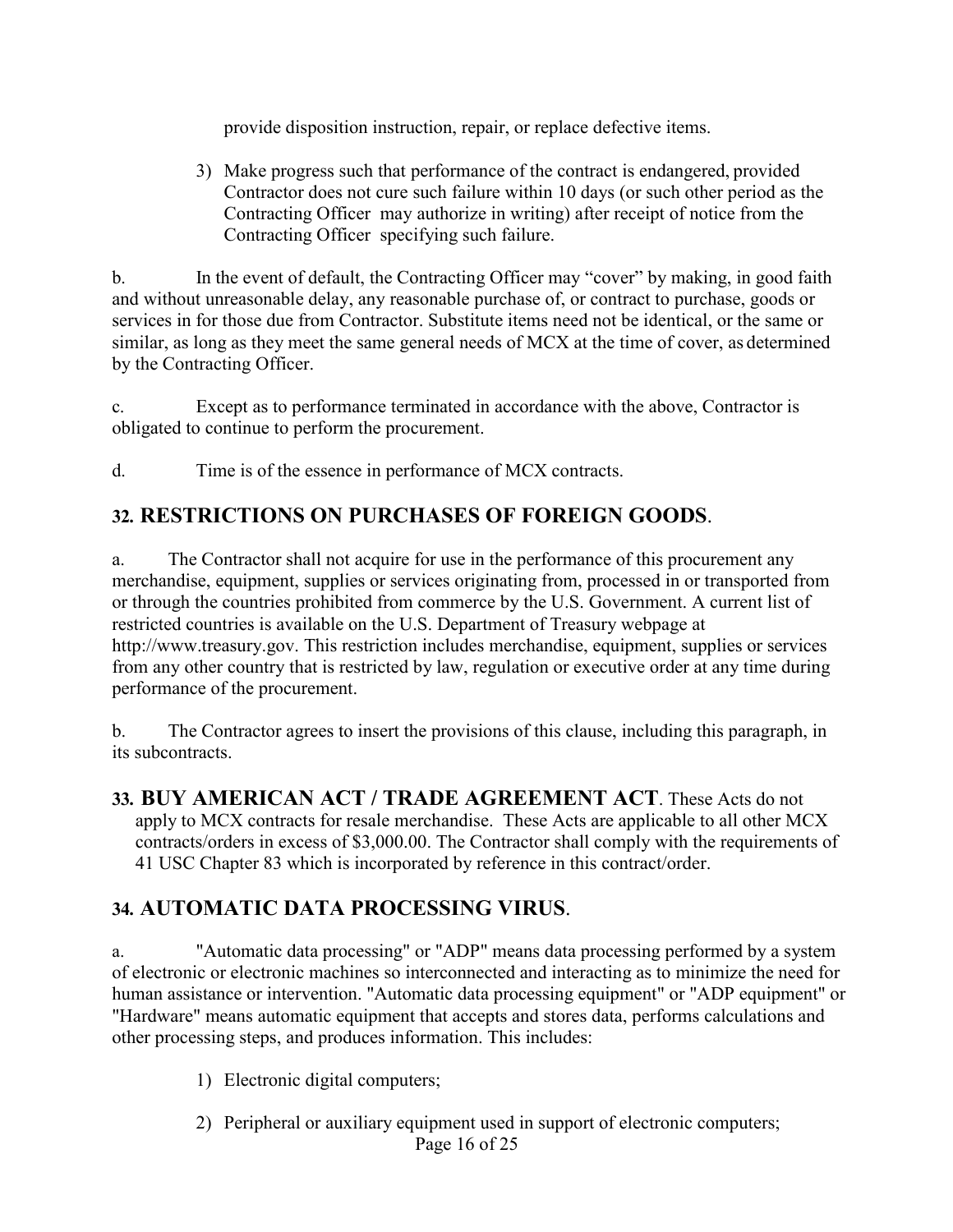provide disposition instruction, repair, or replace defective items.

3) Make progress such that performance of the contract is endangered, provided Contractor does not cure such failure within 10 days (or such other period as the Contracting Officer may authorize in writing) after receipt of notice from the Contracting Officer specifying such failure.

b. In the event of default, the Contracting Officer may "cover" by making, in good faith and without unreasonable delay, any reasonable purchase of, or contract to purchase, goods or services in for those due from Contractor. Substitute items need not be identical, or the same or similar, as long as they meet the same general needs of MCX at the time of cover, as determined by the Contracting Officer.

c. Except as to performance terminated in accordance with the above, Contractor is obligated to continue to perform the procurement.

d. Time is of the essence in performance of MCX contracts.

## 32. RESTRICTIONS ON PURCHASES OF FOREIGN GOODS.

a. The Contractor shall not acquire for use in the performance of this procurement any merchandise, equipment, supplies or services originating from, processed in or transported from or through the countries prohibited from commerce by the U.S. Government. A current list of restricted countries is available on the U.S. Department of Treasury webpage at http://www.treasury.gov. This restriction includes merchandise, equipment, supplies or services from any other country that is restricted by law, regulation or executive order at any time during performance of the procurement.

b. The Contractor agrees to insert the provisions of this clause, including this paragraph, in its subcontracts.

**33. BUY AMERICAN ACT / TRADE AGREEMENT ACT**. These Acts do not apply to MCX contracts for resale merchandise. These Acts are applicable to all other MCX contracts/orders in excess of $3,000.00. The Contractor shall comply with the requirements of 41 USC Chapter 83 which is incorporated by reference in this contract/order.

## 34. AUTOMATIC DATA PROCESSING VIRUS.

a. "Automatic data processing" or "ADP" means data processing performed by a system of electronic or electronic machines so interconnected and interacting as to minimize the need for human assistance or intervention. "Automatic data processing equipment" or "ADP equipment" or "Hardware" means automatic equipment that accepts and stores data, performs calculations and other processing steps, and produces information. This includes:

1) Electronic digital computers;

2) Peripheral or auxiliary equipment used in support of electronic computers;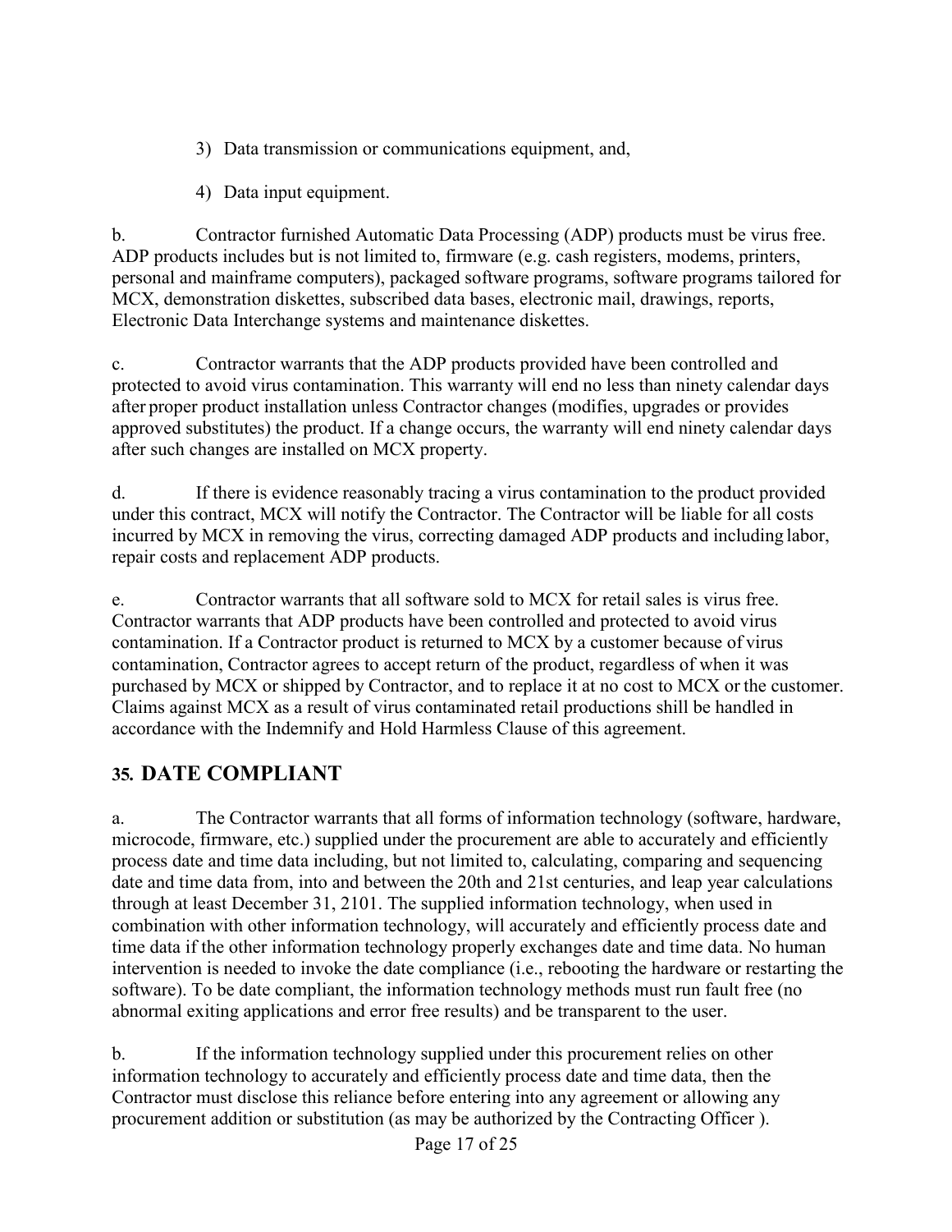3) Data transmission or communications equipment, and,

4) Data input equipment.

b. Contractor furnished Automatic Data Processing (ADP) products must be virus free. ADP products includes but is not limited to, firmware (e.g. cash registers, modems, printers, personal and mainframe computers), packaged software programs, software programs tailored for MCX, demonstration diskettes, subscribed data bases, electronic mail, drawings, reports, Electronic Data Interchange systems and maintenance diskettes.

c. Contractor warrants that the ADP products provided have been controlled and protected to avoid virus contamination. This warranty will end no less than ninety calendar days after proper product installation unless Contractor changes (modifies, upgrades or provides approved substitutes) the product. If a change occurs, the warranty will end ninety calendar days after such changes are installed on MCX property.

d. If there is evidence reasonably tracing a virus contamination to the product provided under this contract, MCX will notify the Contractor. The Contractor will be liable for all costs incurred by MCX in removing the virus, correcting damaged ADP products and including labor, repair costs and replacement ADP products.

e. Contractor warrants that all software sold to MCX for retail sales is virus free. Contractor warrants that ADP products have been controlled and protected to avoid virus contamination. If a Contractor product is returned to MCX by a customer because of virus contamination, Contractor agrees to accept return of the product, regardless of when it was purchased by MCX or shipped by Contractor, and to replace it at no cost to MCX or the customer. Claims against MCX as a result of virus contaminated retail productions shill be handled in accordance with the Indemnify and Hold Harmless Clause of this agreement.

## 35. DATE COMPLIANT

a. The Contractor warrants that all forms of information technology (software, hardware, microcode, firmware, etc.) supplied under the procurement are able to accurately and efficiently process date and time data including, but not limited to, calculating, comparing and sequencing date and time data from, into and between the 20th and 21st centuries, and leap year calculations through at least December 31, 2101. The supplied information technology, when used in combination with other information technology, will accurately and efficiently process date and time data if the other information technology properly exchanges date and time data. No human intervention is needed to invoke the date compliance (i.e., rebooting the hardware or restarting the software). To be date compliant, the information technology methods must run fault free (no abnormal exiting applications and error free results) and be transparent to the user.

b. If the information technology supplied under this procurement relies on other information technology to accurately and efficiently process date and time data, then the Contractor must disclose this reliance before entering into any agreement or allowing any procurement addition or substitution (as may be authorized by the Contracting Officer ).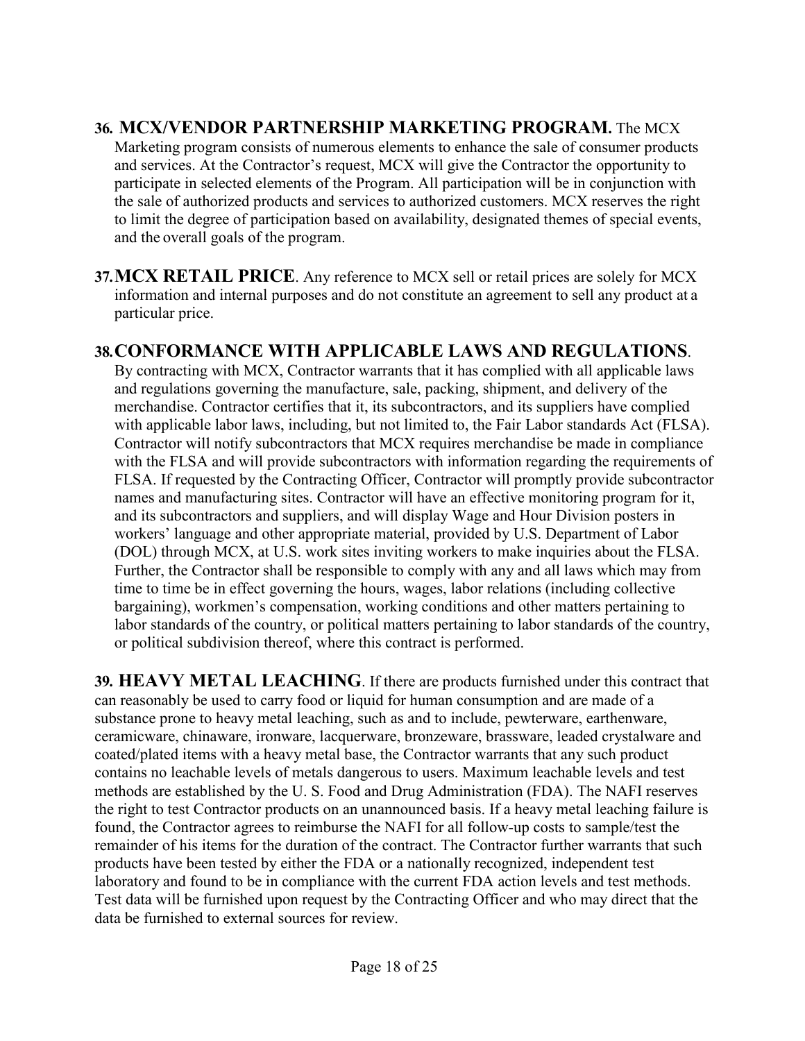**36. MCX/VENDOR PARTNERSHIP MARKETING PROGRAM.** The MCX Marketing program consists of numerous elements to enhance the sale of consumer products and services. At the Contractor's request, MCX will give the Contractor the opportunity to participate in selected elements of the Program. All participation will be in conjunction with the sale of authorized products and services to authorized customers. MCX reserves the right to limit the degree of participation based on availability, designated themes of special events, and the overall goals of the program.

**37. MCX RETAIL PRICE**. Any reference to MCX sell or retail prices are solely for MCX information and internal purposes and do not constitute an agreement to sell any product at a particular price.

**38. CONFORMANCE WITH APPLICABLE LAWS AND REGULATIONS**. By contracting with MCX, Contractor warrants that it has complied with all applicable laws and regulations governing the manufacture, sale, packing, shipment, and delivery of the merchandise. Contractor certifies that it, its subcontractors, and its suppliers have complied with applicable labor laws, including, but not limited to, the Fair Labor standards Act (FLSA). Contractor will notify subcontractors that MCX requires merchandise be made in compliance with the FLSA and will provide subcontractors with information regarding the requirements of FLSA. If requested by the Contracting Officer, Contractor will promptly provide subcontractor names and manufacturing sites. Contractor will have an effective monitoring program for it, and its subcontractors and suppliers, and will display Wage and Hour Division posters in workers' language and other appropriate material, provided by U.S. Department of Labor (DOL) through MCX, at U.S. work sites inviting workers to make inquiries about the FLSA. Further, the Contractor shall be responsible to comply with any and all laws which may from time to time be in effect governing the hours, wages, labor relations (including collective bargaining), workmen's compensation, working conditions and other matters pertaining to labor standards of the country, or political matters pertaining to labor standards of the country, or political subdivision thereof, where this contract is performed.

**39. HEAVY METAL LEACHING**. If there are products furnished under this contract that can reasonably be used to carry food or liquid for human consumption and are made of a substance prone to heavy metal leaching, such as and to include, pewterware, earthenware, ceramicware, chinaware, ironware, lacquerware, bronzeware, brassware, leaded crystalware and coated/plated items with a heavy metal base, the Contractor warrants that any such product contains no leachable levels of metals dangerous to users. Maximum leachable levels and test methods are established by the U. S. Food and Drug Administration (FDA). The NAFI reserves the right to test Contractor products on an unannounced basis. If a heavy metal leaching failure is found, the Contractor agrees to reimburse the NAFI for all follow-up costs to sample/test the remainder of his items for the duration of the contract. The Contractor further warrants that such products have been tested by either the FDA or a nationally recognized, independent test laboratory and found to be in compliance with the current FDA action levels and test methods. Test data will be furnished upon request by the Contracting Officer and who may direct that the data be furnished to external sources for review.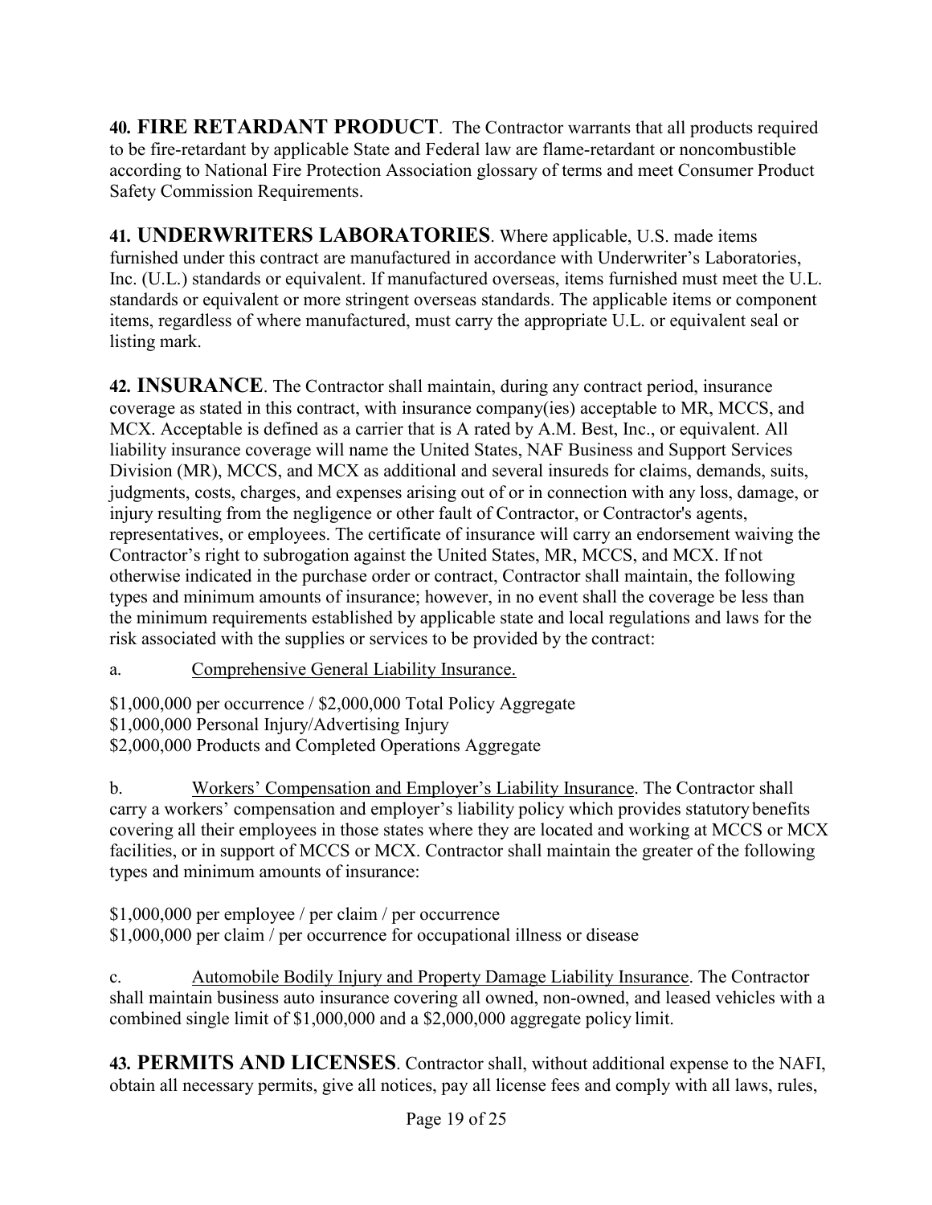**40. FIRE RETARDANT PRODUCT**. The Contractor warrants that all products required to be fire-retardant by applicable State and Federal law are flame-retardant or noncombustible according to National Fire Protection Association glossary of terms and meet Consumer Product Safety Commission Requirements.

**41. UNDERWRITERS LABORATORIES**. Where applicable, U.S. made items furnished under this contract are manufactured in accordance with Underwriter's Laboratories, Inc. (U.L.) standards or equivalent. If manufactured overseas, items furnished must meet the U.L. standards or equivalent or more stringent overseas standards. The applicable items or component items, regardless of where manufactured, must carry the appropriate U.L. or equivalent seal or listing mark.

**42. INSURANCE**. The Contractor shall maintain, during any contract period, insurance coverage as stated in this contract, with insurance company(ies) acceptable to MR, MCCS, and MCX. Acceptable is defined as a carrier that is A rated by A.M. Best, Inc., or equivalent. All liability insurance coverage will name the United States, NAF Business and Support Services Division (MR), MCCS, and MCX as additional and several insureds for claims, demands, suits, judgments, costs, charges, and expenses arising out of or in connection with any loss, damage, or injury resulting from the negligence or other fault of Contractor, or Contractor's agents, representatives, or employees. The certificate of insurance will carry an endorsement waiving the Contractor's right to subrogation against the United States, MR, MCCS, and MCX. If not otherwise indicated in the purchase order or contract, Contractor shall maintain, the following types and minimum amounts of insurance; however, in no event shall the coverage be less than the minimum requirements established by applicable state and local regulations and laws for the risk associated with the supplies or services to be provided by the contract:

a. Comprehensive General Liability Insurance.

$1,000,000 per occurrence / $2,000,000 Total Policy Aggregate
$1,000,000 Personal Injury/Advertising Injury
$2,000,000 Products and Completed Operations Aggregate

b. Workers' Compensation and Employer's Liability Insurance. The Contractor shall carry a workers' compensation and employer's liability policy which provides statutory benefits covering all their employees in those states where they are located and working at MCCS or MCX facilities, or in support of MCCS or MCX. Contractor shall maintain the greater of the following types and minimum amounts of insurance:

$1,000,000 per employee / per claim / per occurrence
$1,000,000 per claim / per occurrence for occupational illness or disease

c. Automobile Bodily Injury and Property Damage Liability Insurance. The Contractor shall maintain business auto insurance covering all owned, non-owned, and leased vehicles with a combined single limit of $1,000,000 and a $2,000,000 aggregate policy limit.

**43. PERMITS AND LICENSES**. Contractor shall, without additional expense to the NAFI, obtain all necessary permits, give all notices, pay all license fees and comply with all laws, rules,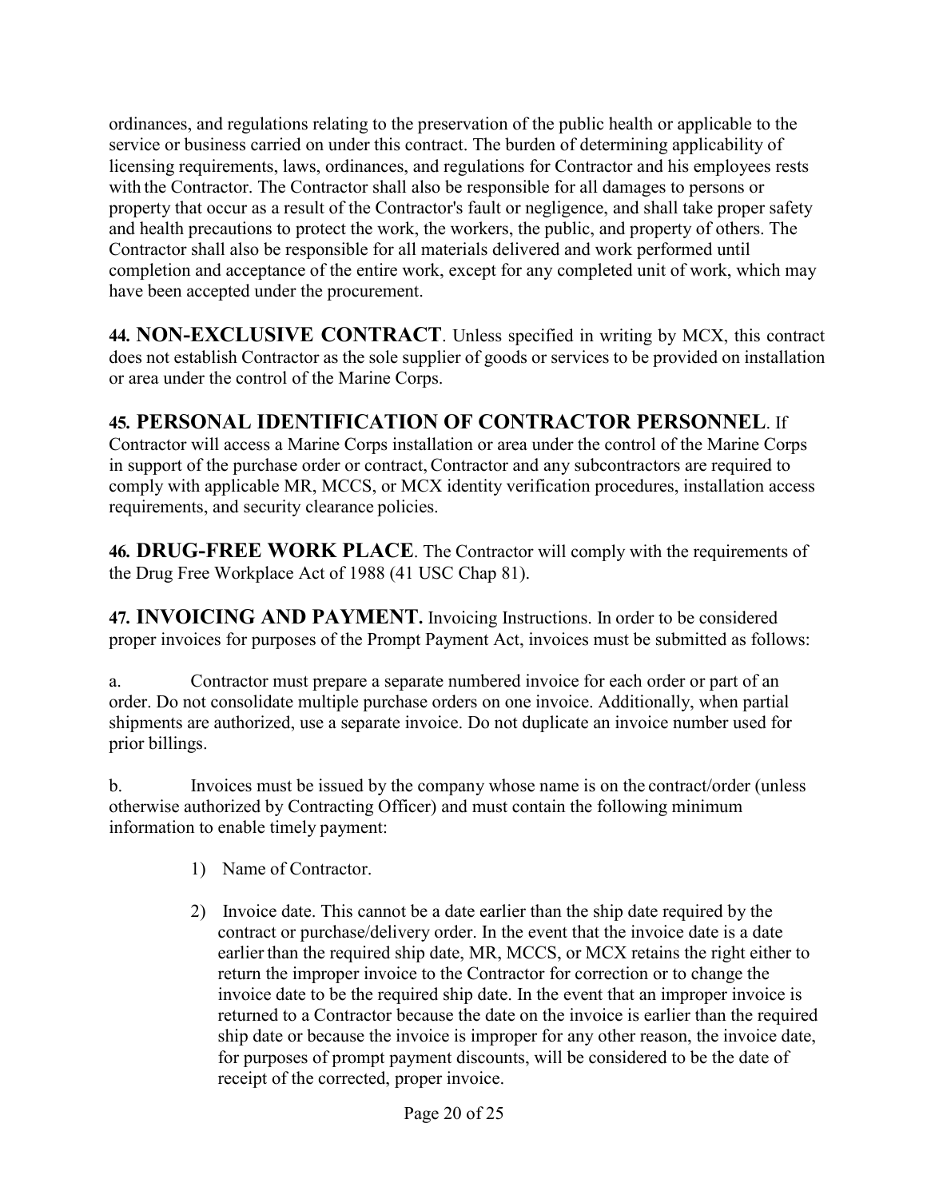ordinances, and regulations relating to the preservation of the public health or applicable to the service or business carried on under this contract. The burden of determining applicability of licensing requirements, laws, ordinances, and regulations for Contractor and his employees rests with the Contractor. The Contractor shall also be responsible for all damages to persons or property that occur as a result of the Contractor's fault or negligence, and shall take proper safety and health precautions to protect the work, the workers, the public, and property of others. The Contractor shall also be responsible for all materials delivered and work performed until completion and acceptance of the entire work, except for any completed unit of work, which may have been accepted under the procurement.

**44. NON-EXCLUSIVE CONTRACT**. Unless specified in writing by MCX, this contract does not establish Contractor as the sole supplier of goods or services to be provided on installation or area under the control of the Marine Corps.

**45. PERSONAL IDENTIFICATION OF CONTRACTOR PERSONNEL**. If Contractor will access a Marine Corps installation or area under the control of the Marine Corps in support of the purchase order or contract, Contractor and any subcontractors are required to comply with applicable MR, MCCS, or MCX identity verification procedures, installation access requirements, and security clearance policies.

**46. DRUG-FREE WORK PLACE**. The Contractor will comply with the requirements of the Drug Free Workplace Act of 1988 (41 USC Chap 81).

**47. INVOICING AND PAYMENT.** Invoicing Instructions. In order to be considered proper invoices for purposes of the Prompt Payment Act, invoices must be submitted as follows:

a. Contractor must prepare a separate numbered invoice for each order or part of an order. Do not consolidate multiple purchase orders on one invoice. Additionally, when partial shipments are authorized, use a separate invoice. Do not duplicate an invoice number used for prior billings.

b. Invoices must be issued by the company whose name is on the contract/order (unless otherwise authorized by Contracting Officer) and must contain the following minimum information to enable timely payment:

1) Name of Contractor.

2) Invoice date. This cannot be a date earlier than the ship date required by the contract or purchase/delivery order. In the event that the invoice date is a date earlier than the required ship date, MR, MCCS, or MCX retains the right either to return the improper invoice to the Contractor for correction or to change the invoice date to be the required ship date. In the event that an improper invoice is returned to a Contractor because the date on the invoice is earlier than the required ship date or because the invoice is improper for any other reason, the invoice date, for purposes of prompt payment discounts, will be considered to be the date of receipt of the corrected, proper invoice.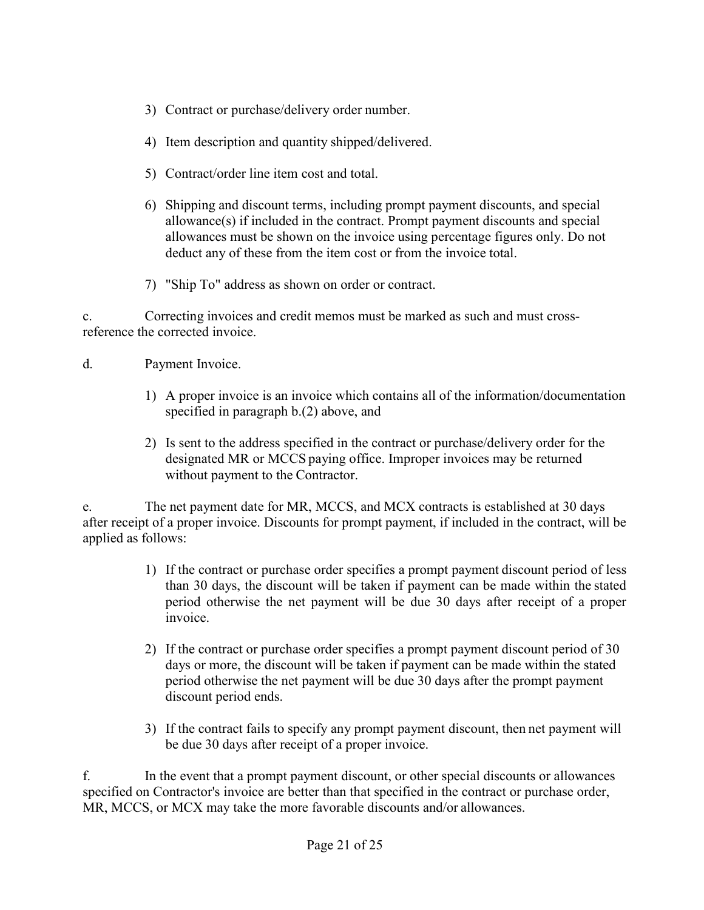3) Contract or purchase/delivery order number.

4) Item description and quantity shipped/delivered.

5) Contract/order line item cost and total.

6) Shipping and discount terms, including prompt payment discounts, and special allowance(s) if included in the contract. Prompt payment discounts and special allowances must be shown on the invoice using percentage figures only. Do not deduct any of these from the item cost or from the invoice total.

7) "Ship To" address as shown on order or contract.

c. Correcting invoices and credit memos must be marked as such and must cross-reference the corrected invoice.

d. Payment Invoice.

1) A proper invoice is an invoice which contains all of the information/documentation specified in paragraph b.(2) above, and

2) Is sent to the address specified in the contract or purchase/delivery order for the designated MR or MCCS paying office. Improper invoices may be returned without payment to the Contractor.

e. The net payment date for MR, MCCS, and MCX contracts is established at 30 days after receipt of a proper invoice. Discounts for prompt payment, if included in the contract, will be applied as follows:

1) If the contract or purchase order specifies a prompt payment discount period of less than 30 days, the discount will be taken if payment can be made within the stated period otherwise the net payment will be due 30 days after receipt of a proper invoice.

2) If the contract or purchase order specifies a prompt payment discount period of 30 days or more, the discount will be taken if payment can be made within the stated period otherwise the net payment will be due 30 days after the prompt payment discount period ends.

3) If the contract fails to specify any prompt payment discount, then net payment will be due 30 days after receipt of a proper invoice.

f. In the event that a prompt payment discount, or other special discounts or allowances specified on Contractor's invoice are better than that specified in the contract or purchase order, MR, MCCS, or MCX may take the more favorable discounts and/or allowances.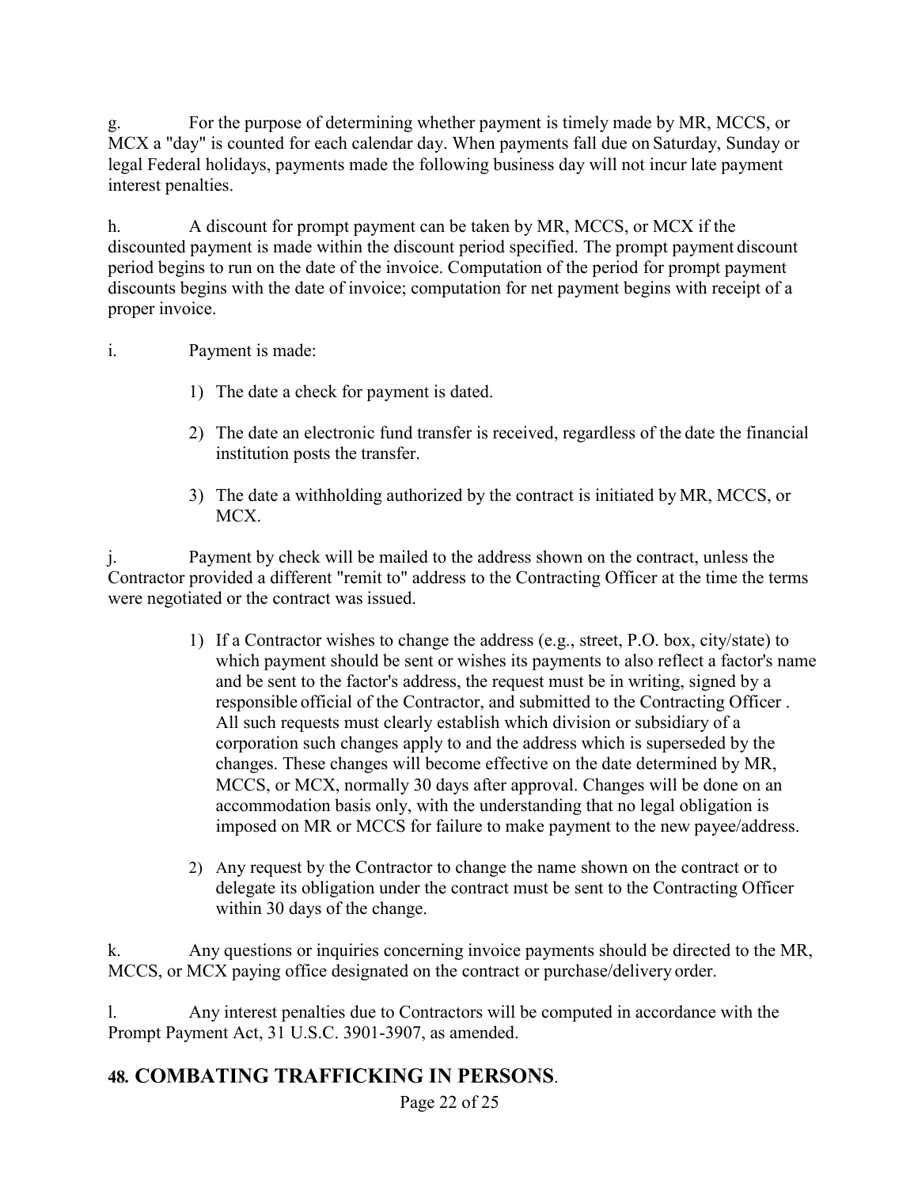g. For the purpose of determining whether payment is timely made by MR, MCCS, or MCX a "day" is counted for each calendar day. When payments fall due on Saturday, Sunday or legal Federal holidays, payments made the following business day will not incur late payment interest penalties.

h. A discount for prompt payment can be taken by MR, MCCS, or MCX if the discounted payment is made within the discount period specified. The prompt payment discount period begins to run on the date of the invoice. Computation of the period for prompt payment discounts begins with the date of invoice; computation for net payment begins with receipt of a proper invoice.

i. Payment is made:

1) The date a check for payment is dated.

2) The date an electronic fund transfer is received, regardless of the date the financial institution posts the transfer.

3) The date a withholding authorized by the contract is initiated by MR, MCCS, or MCX.

j. Payment by check will be mailed to the address shown on the contract, unless the Contractor provided a different "remit to" address to the Contracting Officer at the time the terms were negotiated or the contract was issued.

1) If a Contractor wishes to change the address (e.g., street, P.O. box, city/state) to which payment should be sent or wishes its payments to also reflect a factor's name and be sent to the factor's address, the request must be in writing, signed by a responsible official of the Contractor, and submitted to the Contracting Officer . All such requests must clearly establish which division or subsidiary of a corporation such changes apply to and the address which is superseded by the changes. These changes will become effective on the date determined by MR, MCCS, or MCX, normally 30 days after approval. Changes will be done on an accommodation basis only, with the understanding that no legal obligation is imposed on MR or MCCS for failure to make payment to the new payee/address.

2) Any request by the Contractor to change the name shown on the contract or to delegate its obligation under the contract must be sent to the Contracting Officer within 30 days of the change.

k. Any questions or inquiries concerning invoice payments should be directed to the MR, MCCS, or MCX paying office designated on the contract or purchase/delivery order.

l. Any interest penalties due to Contractors will be computed in accordance with the Prompt Payment Act, 31 U.S.C. 3901-3907, as amended.

## 48. COMBATING TRAFFICKING IN PERSONS.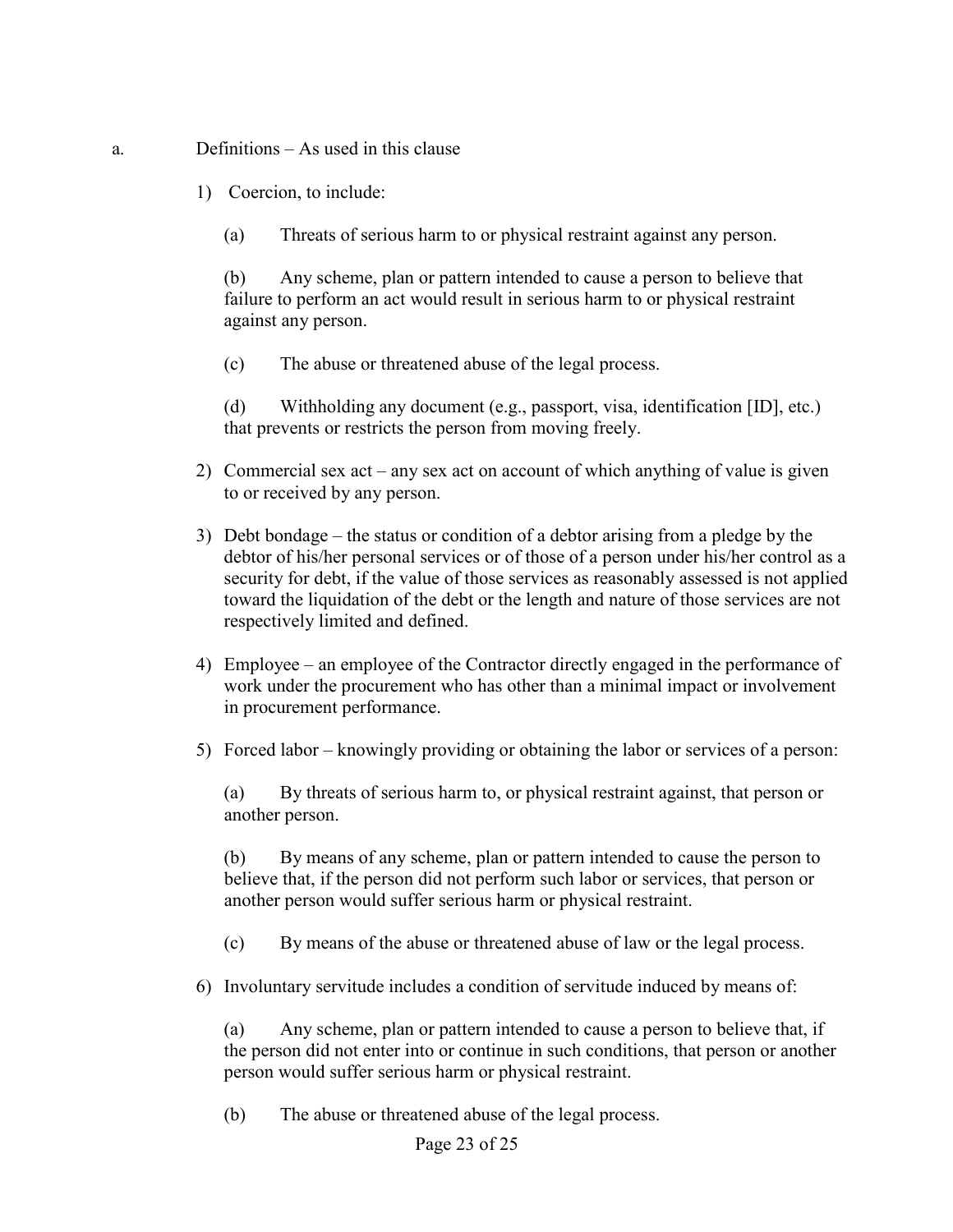a. Definitions – As used in this clause

1) Coercion, to include:

   (a) Threats of serious harm to or physical restraint against any person.

   (b) Any scheme, plan or pattern intended to cause a person to believe that failure to perform an act would result in serious harm to or physical restraint against any person.

   (c) The abuse or threatened abuse of the legal process.

   (d) Withholding any document (e.g., passport, visa, identification [ID], etc.) that prevents or restricts the person from moving freely.

2) Commercial sex act – any sex act on account of which anything of value is given to or received by any person.

3) Debt bondage – the status or condition of a debtor arising from a pledge by the debtor of his/her personal services or of those of a person under his/her control as a security for debt, if the value of those services as reasonably assessed is not applied toward the liquidation of the debt or the length and nature of those services are not respectively limited and defined.

4) Employee – an employee of the Contractor directly engaged in the performance of work under the procurement who has other than a minimal impact or involvement in procurement performance.

5) Forced labor – knowingly providing or obtaining the labor or services of a person:

   (a) By threats of serious harm to, or physical restraint against, that person or another person.

   (b) By means of any scheme, plan or pattern intended to cause the person to believe that, if the person did not perform such labor or services, that person or another person would suffer serious harm or physical restraint.

   (c) By means of the abuse or threatened abuse of law or the legal process.

6) Involuntary servitude includes a condition of servitude induced by means of:

   (a) Any scheme, plan or pattern intended to cause a person to believe that, if the person did not enter into or continue in such conditions, that person or another person would suffer serious harm or physical restraint.

   (b) The abuse or threatened abuse of the legal process.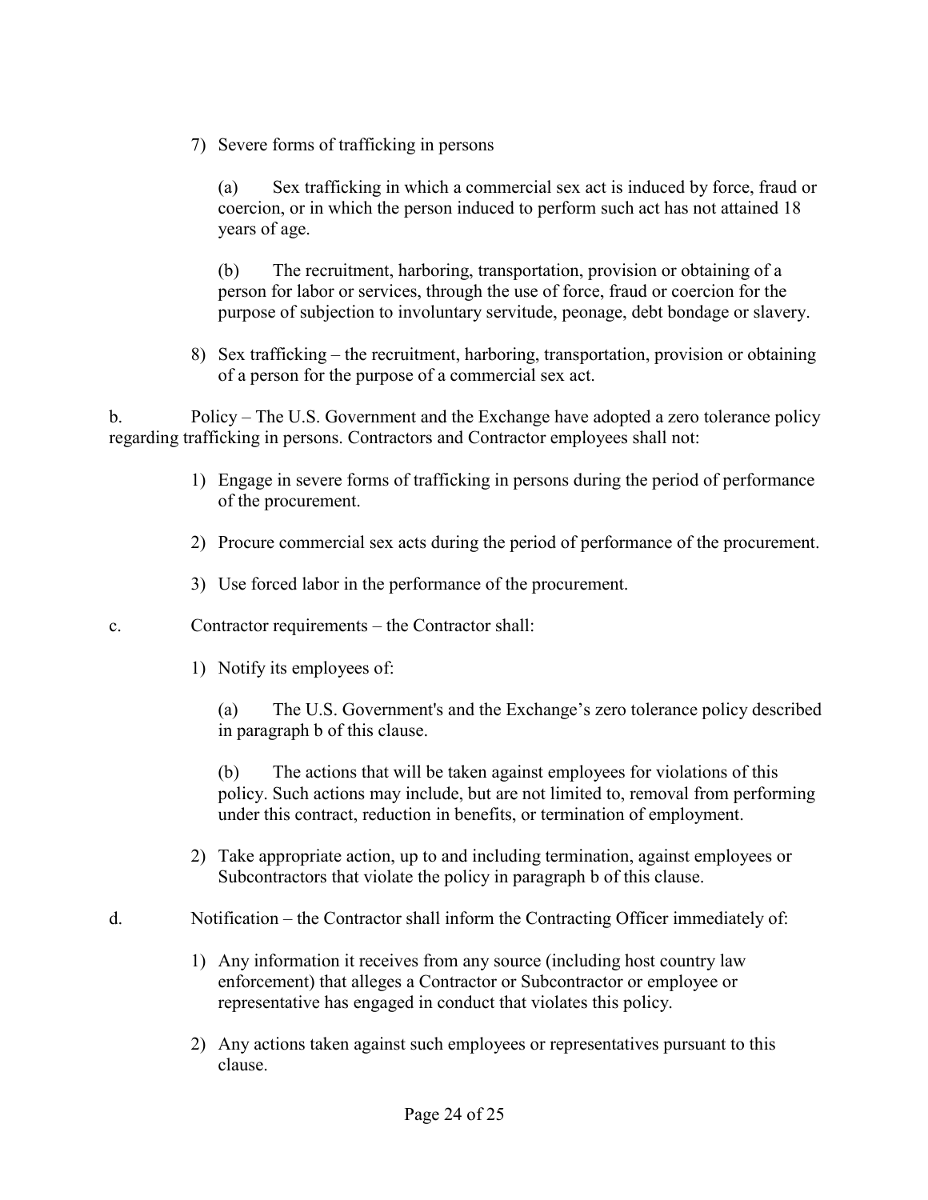7) Severe forms of trafficking in persons

   (a) Sex trafficking in which a commercial sex act is induced by force, fraud or coercion, or in which the person induced to perform such act has not attained 18 years of age.

   (b) The recruitment, harboring, transportation, provision or obtaining of a person for labor or services, through the use of force, fraud or coercion for the purpose of subjection to involuntary servitude, peonage, debt bondage or slavery.

8) Sex trafficking – the recruitment, harboring, transportation, provision or obtaining of a person for the purpose of a commercial sex act.

b. Policy – The U.S. Government and the Exchange have adopted a zero tolerance policy regarding trafficking in persons. Contractors and Contractor employees shall not:

1) Engage in severe forms of trafficking in persons during the period of performance of the procurement.

2) Procure commercial sex acts during the period of performance of the procurement.

3) Use forced labor in the performance of the procurement.

c. Contractor requirements – the Contractor shall:

1) Notify its employees of:

   (a) The U.S. Government's and the Exchange's zero tolerance policy described in paragraph b of this clause.

   (b) The actions that will be taken against employees for violations of this policy. Such actions may include, but are not limited to, removal from performing under this contract, reduction in benefits, or termination of employment.

2) Take appropriate action, up to and including termination, against employees or Subcontractors that violate the policy in paragraph b of this clause.

d. Notification – the Contractor shall inform the Contracting Officer immediately of:

1) Any information it receives from any source (including host country law enforcement) that alleges a Contractor or Subcontractor or employee or representative has engaged in conduct that violates this policy.

2) Any actions taken against such employees or representatives pursuant to this clause.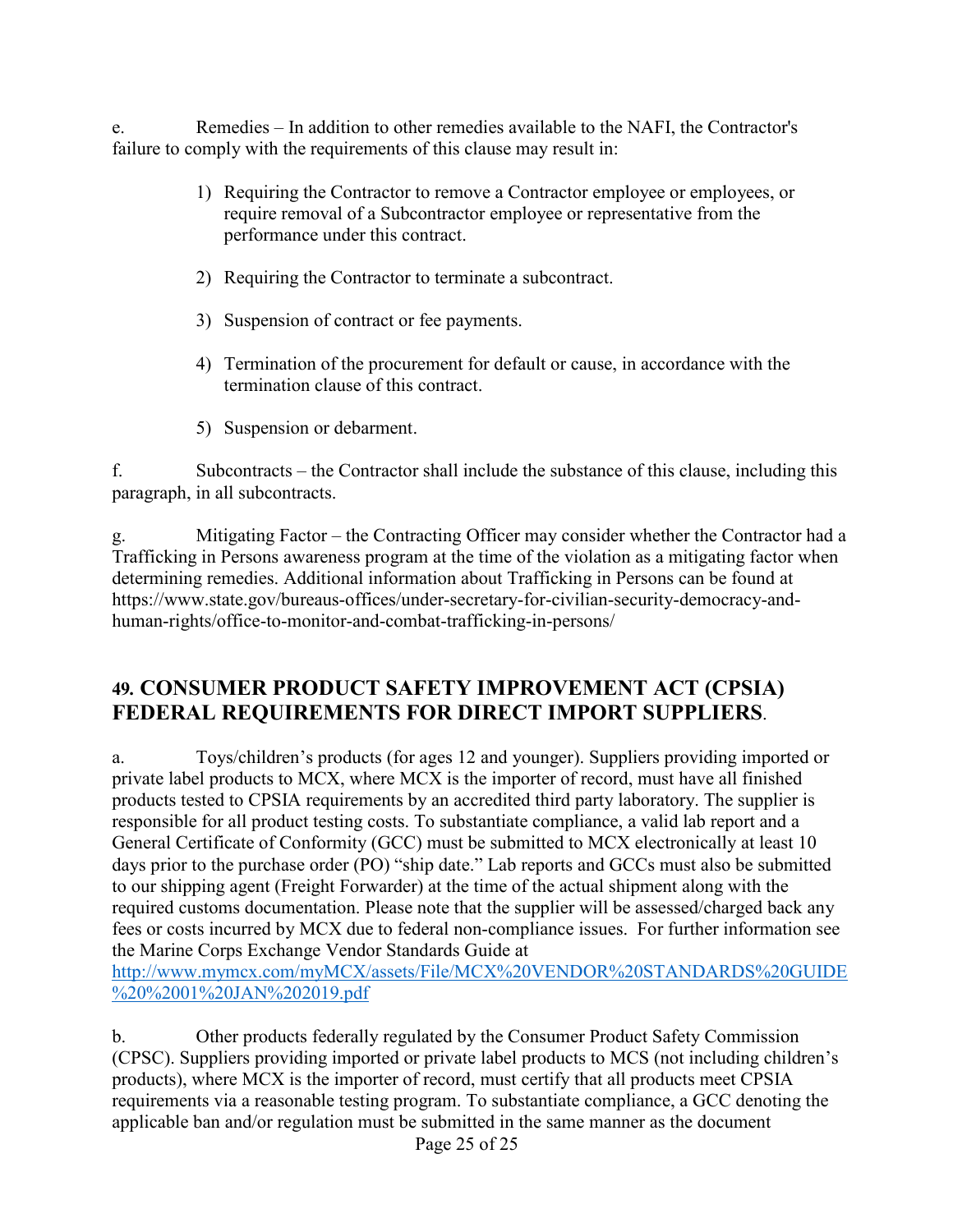e. Remedies – In addition to other remedies available to the NAFI, the Contractor's failure to comply with the requirements of this clause may result in:

1) Requiring the Contractor to remove a Contractor employee or employees, or require removal of a Subcontractor employee or representative from the performance under this contract.

2) Requiring the Contractor to terminate a subcontract.

3) Suspension of contract or fee payments.

4) Termination of the procurement for default or cause, in accordance with the termination clause of this contract.

5) Suspension or debarment.

f. Subcontracts – the Contractor shall include the substance of this clause, including this paragraph, in all subcontracts.

g. Mitigating Factor – the Contracting Officer may consider whether the Contractor had a Trafficking in Persons awareness program at the time of the violation as a mitigating factor when determining remedies. Additional information about Trafficking in Persons can be found at https://www.state.gov/bureaus-offices/under-secretary-for-civilian-security-democracy-and-human-rights/office-to-monitor-and-combat-trafficking-in-persons/

## 49. CONSUMER PRODUCT SAFETY IMPROVEMENT ACT (CPSIA) FEDERAL REQUIREMENTS FOR DIRECT IMPORT SUPPLIERS.

a. Toys/children's products (for ages 12 and younger). Suppliers providing imported or private label products to MCX, where MCX is the importer of record, must have all finished products tested to CPSIA requirements by an accredited third party laboratory. The supplier is responsible for all product testing costs. To substantiate compliance, a valid lab report and a General Certificate of Conformity (GCC) must be submitted to MCX electronically at least 10 days prior to the purchase order (PO) "ship date." Lab reports and GCCs must also be submitted to our shipping agent (Freight Forwarder) at the time of the actual shipment along with the required customs documentation. Please note that the supplier will be assessed/charged back any fees or costs incurred by MCX due to federal non-compliance issues. For further information see the Marine Corps Exchange Vendor Standards Guide at http://www.mymcx.com/myMCX/assets/File/MCX%20VENDOR%20STANDARDS%20GUIDE%20%2001%20JAN%202019.pdf

b. Other products federally regulated by the Consumer Product Safety Commission (CPSC). Suppliers providing imported or private label products to MCS (not including children's products), where MCX is the importer of record, must certify that all products meet CPSIA requirements via a reasonable testing program. To substantiate compliance, a GCC denoting the applicable ban and/or regulation must be submitted in the same manner as the document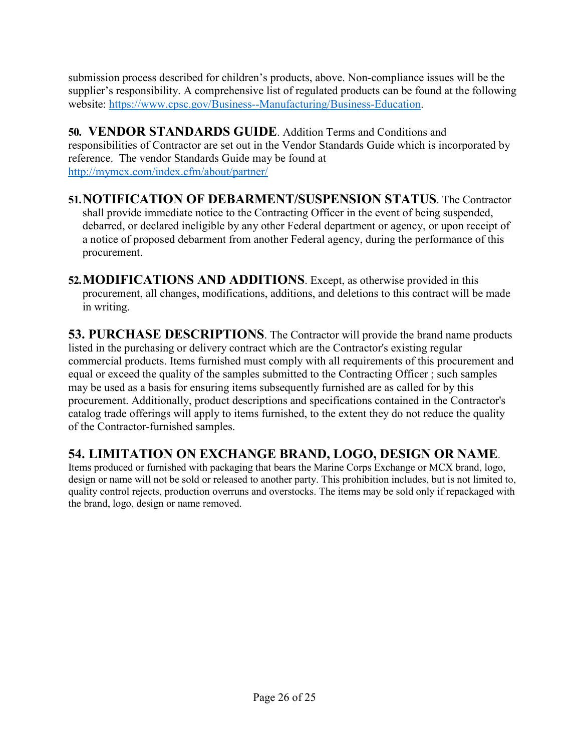submission process described for children's products, above. Non-compliance issues will be the supplier's responsibility. A comprehensive list of regulated products can be found at the following website: [https://www.cpsc.gov/Business--Manufacturing/Business-Education](https://www.cpsc.gov/Business--Manufacturing/Business-Education).

**50. VENDOR STANDARDS GUIDE**. Addition Terms and Conditions and responsibilities of Contractor are set out in the Vendor Standards Guide which is incorporated by reference. The vendor Standards Guide may be found at [http://mymcx.com/index.cfm/about/partner/](http://mymcx.com/index.cfm/about/partner/)

**51. NOTIFICATION OF DEBARMENT/SUSPENSION STATUS**. The Contractor shall provide immediate notice to the Contracting Officer in the event of being suspended, debarred, or declared ineligible by any other Federal department or agency, or upon receipt of a notice of proposed debarment from another Federal agency, during the performance of this procurement.

**52. MODIFICATIONS AND ADDITIONS**. Except, as otherwise provided in this procurement, all changes, modifications, additions, and deletions to this contract will be made in writing.

**53. PURCHASE DESCRIPTIONS**. The Contractor will provide the brand name products listed in the purchasing or delivery contract which are the Contractor's existing regular commercial products. Items furnished must comply with all requirements of this procurement and equal or exceed the quality of the samples submitted to the Contracting Officer ; such samples may be used as a basis for ensuring items subsequently furnished are as called for by this procurement. Additionally, product descriptions and specifications contained in the Contractor's catalog trade offerings will apply to items furnished, to the extent they do not reduce the quality of the Contractor-furnished samples.

**54. LIMITATION ON EXCHANGE BRAND, LOGO, DESIGN OR NAME**. Items produced or furnished with packaging that bears the Marine Corps Exchange or MCX brand, logo, design or name will not be sold or released to another party. This prohibition includes, but is not limited to, quality control rejects, production overruns and overstocks. The items may be sold only if repackaged with the brand, logo, design or name removed.